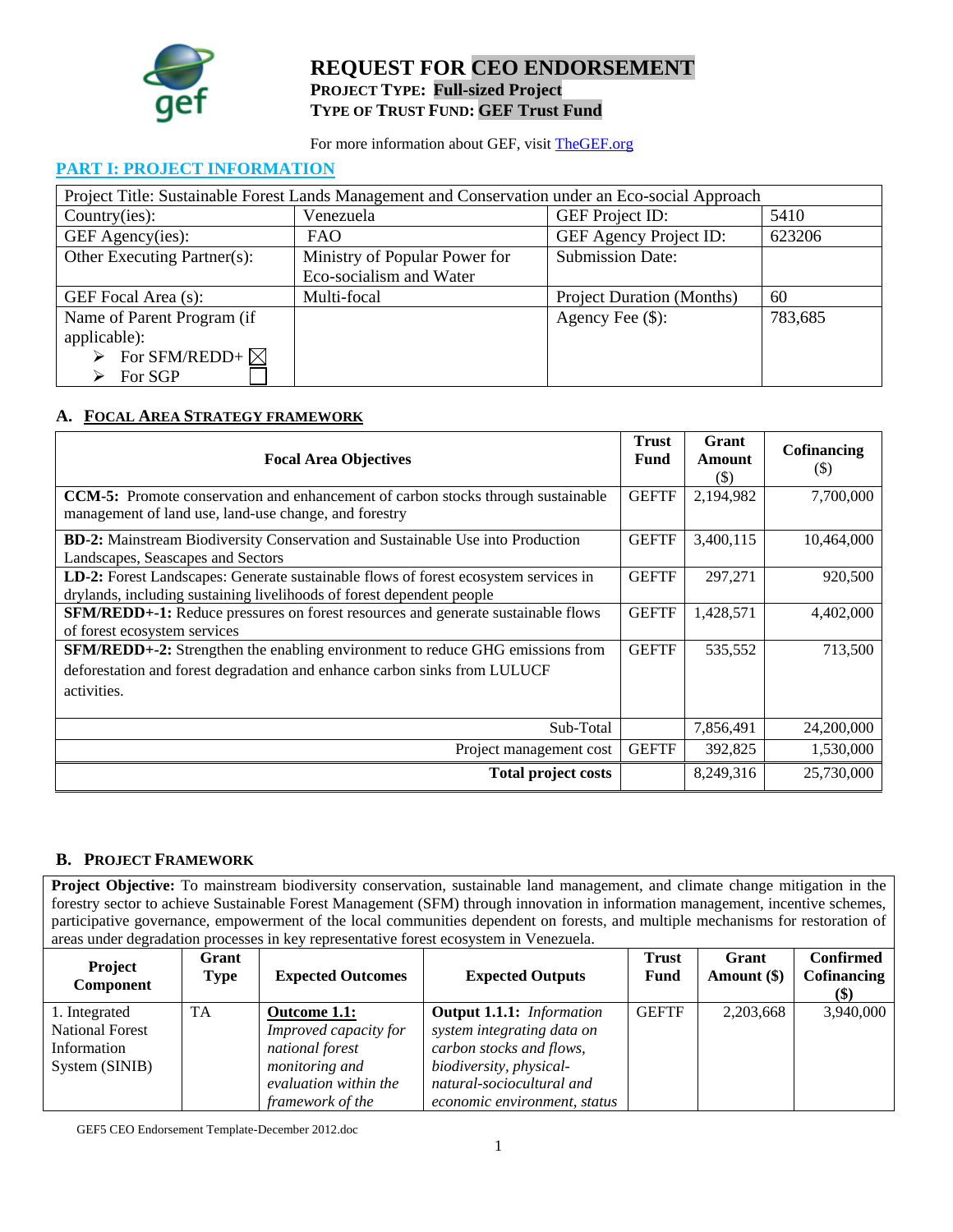# REQUEST FOR CEO ENDORSEMENT

**PROJECT TYPE: Full-sized Project**

**TYPE OF TRUST FUND: GEF Trust Fund**

For more information about GEF, visit TheGEF.org

## PART I: PROJECT INFORMATION

| Project Title: Sustainable Forest Lands Management and Conservation under an Eco-social Approach | | | |
|---|---|---|---|
| Country(ies): | Venezuela | GEF Project ID: | 5410 |
| GEF Agency(ies): | FAO | GEF Agency Project ID: | 623206 |
| Other Executing Partner(s): | Ministry of Popular Power for Eco-socialism and Water | Submission Date: | |
| GEF Focal Area (s): | Multi-focal | Project Duration (Months) | 60 |
| Name of Parent Program (if applicable): ➢ For SFM/REDD+ ☒ ➢ For SGP ☐ | | Agency Fee ($): | 783,685 |

### A. FOCAL AREA STRATEGY FRAMEWORK

| Focal Area Objectives | Trust Fund | Grant Amount ($) | Cofinancing ($) |
|---|---|---|---|
| **CCM-5:** Promote conservation and enhancement of carbon stocks through sustainable management of land use, land-use change, and forestry | GEFTF | 2,194,982 | 7,700,000 |
| **BD-2:** Mainstream Biodiversity Conservation and Sustainable Use into Production Landscapes, Seascapes and Sectors | GEFTF | 3,400,115 | 10,464,000 |
| **LD-2:** Forest Landscapes: Generate sustainable flows of forest ecosystem services in drylands, including sustaining livelihoods of forest dependent people | GEFTF | 297,271 | 920,500 |
| **SFM/REDD+-1:** Reduce pressures on forest resources and generate sustainable flows of forest ecosystem services | GEFTF | 1,428,571 | 4,402,000 |
| **SFM/REDD+-2:** Strengthen the enabling environment to reduce GHG emissions from deforestation and forest degradation and enhance carbon sinks from LULUCF activities. | GEFTF | 535,552 | 713,500 |
| Sub-Total | | 7,856,491 | 24,200,000 |
| Project management cost | GEFTF | 392,825 | 1,530,000 |
| **Total project costs** | | 8,249,316 | 25,730,000 |

### B. PROJECT FRAMEWORK

**Project Objective:** To mainstream biodiversity conservation, sustainable land management, and climate change mitigation in the forestry sector to achieve Sustainable Forest Management (SFM) through innovation in information management, incentive schemes, participative governance, empowerment of the local communities dependent on forests, and multiple mechanisms for restoration of areas under degradation processes in key representative forest ecosystem in Venezuela.

| Project Component | Grant Type | Expected Outcomes | Expected Outputs | Trust Fund | Grant Amount ($) | Confirmed Cofinancing ($) |
|---|---|---|---|---|---|---|
| 1. Integrated National Forest Information System (SINIB) | TA | **Outcome 1.1:** *Improved capacity for national forest monitoring and evaluation within the framework of the* | **Output 1.1.1:** *Information system integrating data on carbon stocks and flows, biodiversity, physical-natural-sociocultural and economic environment, status* | GEFTF | 2,203,668 | 3,940,000 |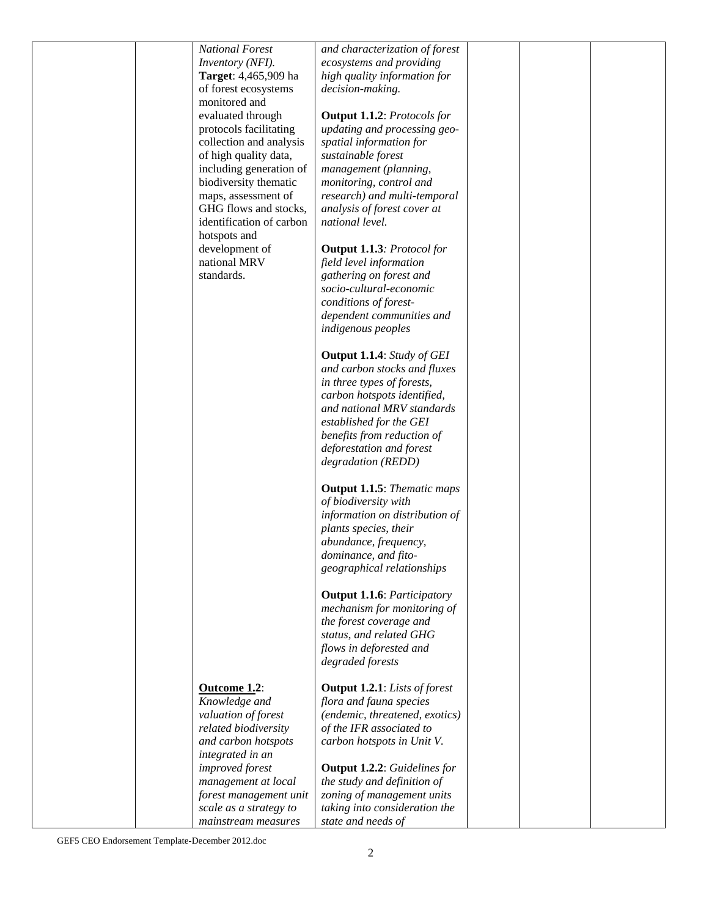|  |  | *National Forest Inventory (NFI).* **Target**: 4,465,909 ha of forest ecosystems monitored and evaluated through protocols facilitating collection and analysis of high quality data, including generation of biodiversity thematic maps, assessment of GHG flows and stocks, identification of carbon hotspots and development of national MRV standards. | *and characterization of forest ecosystems and providing high quality information for decision-making.*<br><br>**Output 1.1.2**: *Protocols for updating and processing geo-spatial information for sustainable forest management (planning, monitoring, control and research) and multi-temporal analysis of forest cover at national level.*<br><br>**Output 1.1.3**: *Protocol for field level information gathering on forest and socio-cultural-economic conditions of forest-dependent communities and indigenous peoples*<br><br>**Output 1.1.4**: *Study of GEI and carbon stocks and fluxes in three types of forests, carbon hotspots identified, and national MRV standards established for the GEI benefits from reduction of deforestation and forest degradation (REDD)*<br><br>**Output 1.1.5**: *Thematic maps of biodiversity with information on distribution of plants species, their abundance, frequency, dominance, and fito-geographical relationships*<br><br>**Output 1.1.6**: *Participatory mechanism for monitoring of the forest coverage and status, and related GHG flows in deforested and degraded forests* |  |  |  |
|---|---|---|---|---|---|---|
|  |  | **Outcome 1.2**: *Knowledge and valuation of forest related biodiversity and carbon hotspots integrated in an improved forest management at local forest management unit scale as a strategy to mainstream measures* | **Output 1.2.1**: *Lists of forest flora and fauna species (endemic, threatened, exotics) of the IFR associated to carbon hotspots in Unit V.*<br><br>**Output 1.2.2**: *Guidelines for the study and definition of zoning of management units taking into consideration the state and needs of* |  |  |  |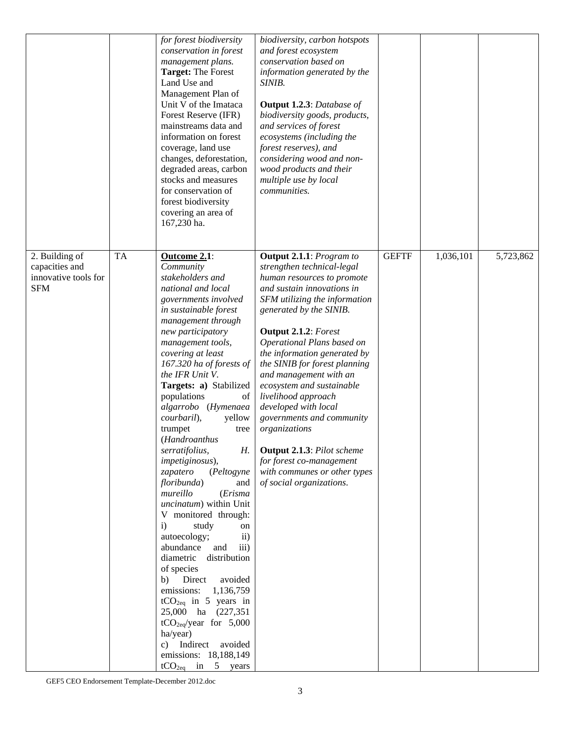| | | | | | | |
|---|---|---|---|---|---|---|
| | | *for forest biodiversity conservation in forest management plans.* **Target:** The Forest Land Use and Management Plan of Unit V of the Imataca Forest Reserve (IFR) mainstreams data and information on forest coverage, land use changes, deforestation, degraded areas, carbon stocks and measures for conservation of forest biodiversity covering an area of 167,230 ha. | *biodiversity, carbon hotspots and forest ecosystem conservation based on information generated by the SINIB.*<br><br>**Output 1.2.3**: *Database of biodiversity goods, products, and services of forest ecosystems (including the forest reserves), and considering wood and non-wood products and their multiple use by local communities.* | | | |
| 2. Building of capacities and innovative tools for SFM | TA | **Outcome 2.1**: *Community stakeholders and national and local governments involved in sustainable forest management through new participatory management tools, covering at least 167.320 ha of forests of the IFR Unit V.* **Targets: a)** Stabilized populations of *algarrobo* (*Hymenaea courbaril*), yellow trumpet tree (*Handroanthus serratifolius, H. impetiginosus*), *zapatero* (*Peltogyne floribunda*) and *mureillo* (*Erisma uncinatum*) within Unit V monitored through: i) study on autoecology; ii) abundance and iii) diametric distribution of species b) Direct avoided emissions: 1,136,759 $tCO_{2eq}$ in 5 years in 25,000 ha (227,351 $tCO_{2eq}$/year for 5,000 ha/year) c) Indirect avoided emissions: 18,188,149 $tCO_{2eq}$ in 5 years | **Output 2.1.1**: *Program to strengthen technical-legal human resources to promote and sustain innovations in SFM utilizing the information generated by the SINIB.*<br><br>**Output 2.1.2**: *Forest Operational Plans based on the information generated by the SINIB for forest planning and management with an ecosystem and sustainable livelihood approach developed with local governments and community organizations*<br><br>**Output 2.1.3**: *Pilot scheme for forest co-management with communes or other types of social organizations.* | GEFTF | 1,036,101 | 5,723,862 |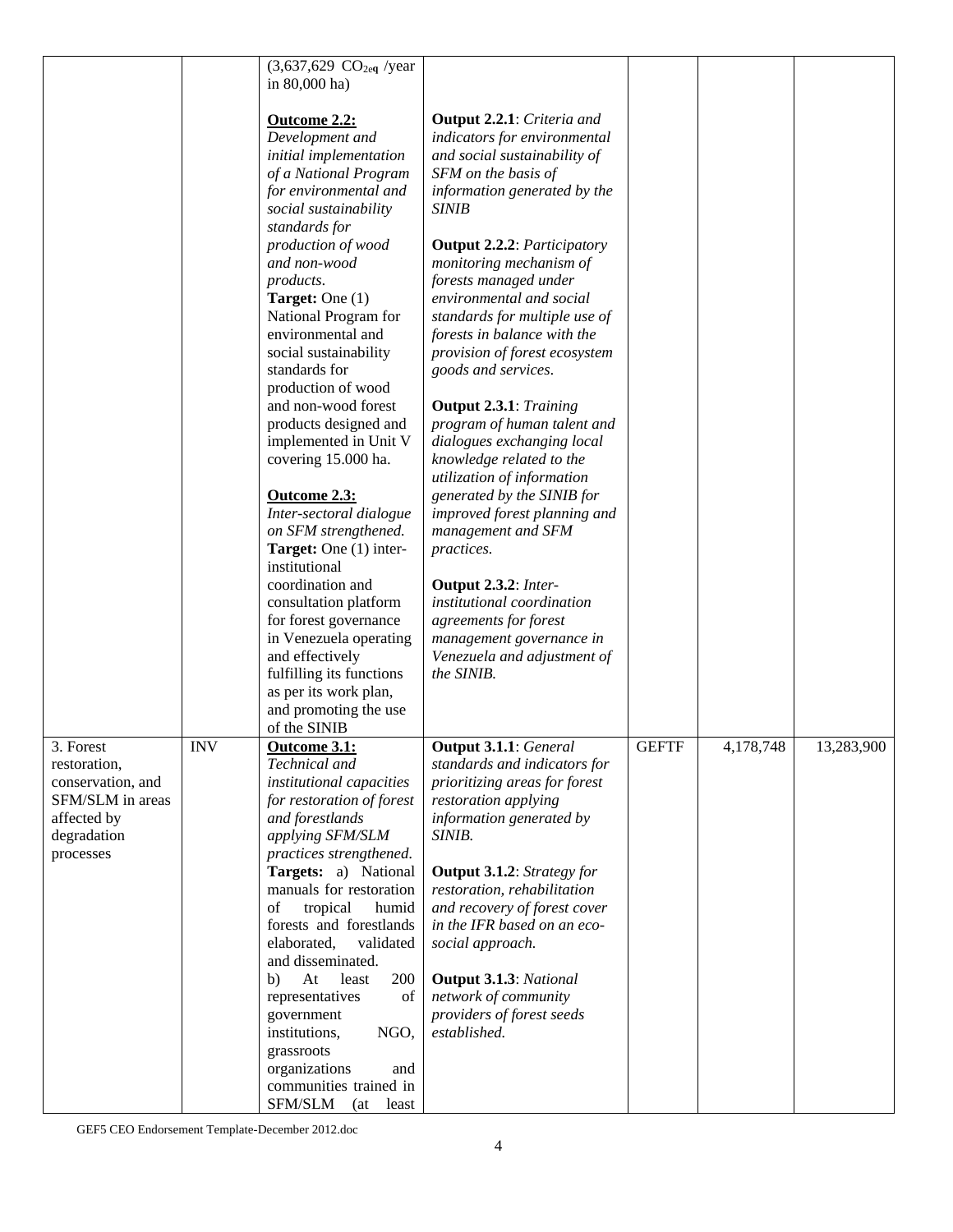| | | | | | | |
|---|---|---|---|---|---|---|
| | | ($3,637,629\ CO_{2eq}$ /year in 80,000 ha)<br><br>**Outcome 2.2:**<br>*Development and initial implementation of a National Program for environmental and social sustainability standards for production of wood and non-wood products.*<br>**Target:** One (1) National Program for environmental and social sustainability standards for production of wood and non-wood forest products designed and implemented in Unit V covering 15.000 ha.<br><br>**Outcome 2.3:**<br>*Inter-sectoral dialogue on SFM strengthened.*<br>**Target:** One (1) inter-institutional coordination and consultation platform for forest governance in Venezuela operating and effectively fulfilling its functions as per its work plan, and promoting the use of the SINIB | **Output 2.2.1**: *Criteria and indicators for environmental and social sustainability of SFM on the basis of information generated by the SINIB*<br><br>**Output 2.2.2**: *Participatory monitoring mechanism of forests managed under environmental and social standards for multiple use of forests in balance with the provision of forest ecosystem goods and services.*<br><br>**Output 2.3.1**: *Training program of human talent and dialogues exchanging local knowledge related to the utilization of information generated by the SINIB for improved forest planning and management and SFM practices.*<br><br>**Output 2.3.2**: *Inter-institutional coordination agreements for forest management governance in Venezuela and adjustment of the SINIB.* | | | |
| 3. Forest restoration, conservation, and SFM/SLM in areas affected by degradation processes | INV | **Outcome 3.1:**<br>*Technical and institutional capacities for restoration of forest and forestlands applying SFM/SLM practices strengthened.*<br>**Targets:** a) National manuals for restoration of tropical humid forests and forestlands elaborated, validated and disseminated.<br>b) At least 200 representatives of government institutions, NGO, grassroots organizations and communities trained in SFM/SLM (at least | **Output 3.1.1**: *General standards and indicators for prioritizing areas for forest restoration applying information generated by SINIB.*<br><br>**Output 3.1.2**: *Strategy for restoration, rehabilitation and recovery of forest cover in the IFR based on an eco-social approach.*<br><br>**Output 3.1.3**: *National network of community providers of forest seeds established.* | GEFTF | 4,178,748 | 13,283,900 |

GEF5 CEO Endorsement Template-December 2012.doc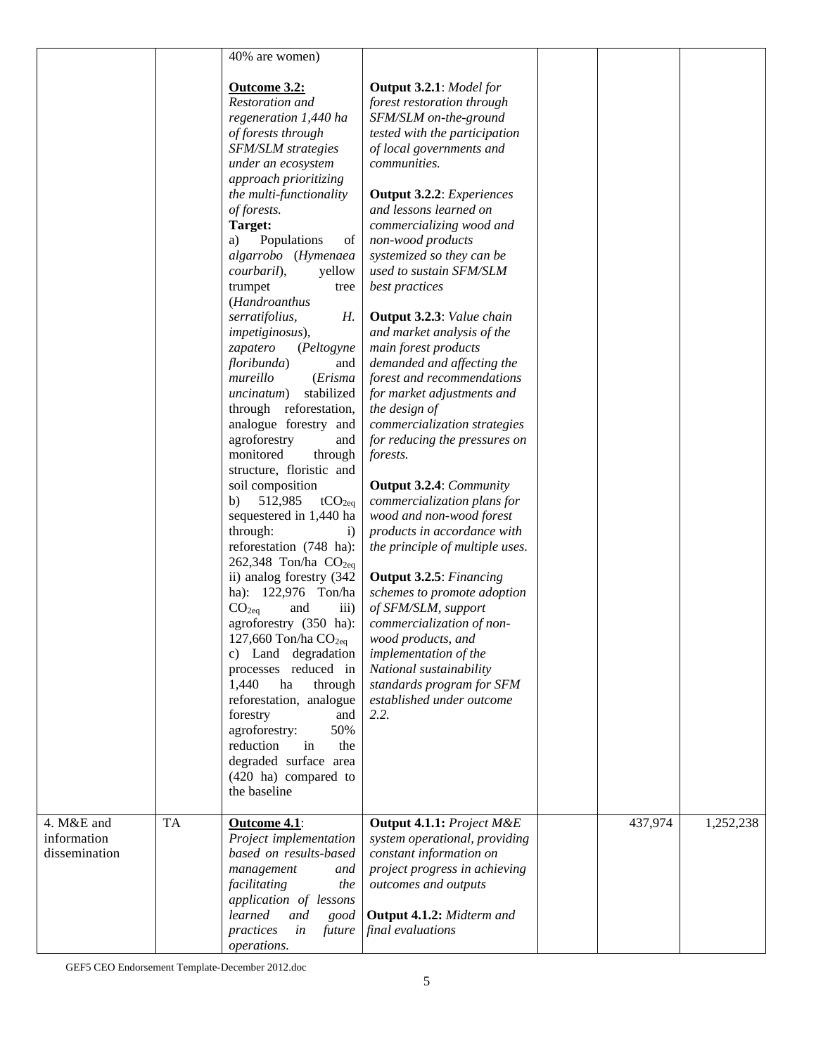| | | | | | | |
|---|---|---|---|---|---|---|
| | | 40% are women)<br><br>**Outcome 3.2:**<br>*Restoration and regeneration 1,440 ha of forests through SFM/SLM strategies under an ecosystem approach prioritizing the multi-functionality of forests.*<br>**Target:**<br>a) Populations of *algarrobo* (*Hymenaea courbaril*), yellow trumpet tree (*Handroanthus serratifolius, H. impetiginosus*), *zapatero* (*Peltogyne floribunda*) and *mureillo* (*Erisma uncinatum*) stabilized through reforestation, analogue forestry and agroforestry and monitored through structure, floristic and soil composition<br>b) 512,985 $tCO_{2eq}$ sequestered in 1,440 ha through: i) reforestation (748 ha): 262,348 Ton/ha $CO_{2eq}$ ii) analog forestry (342 ha): 122,976 Ton/ha $CO_{2eq}$ and iii) agroforestry (350 ha): 127,660 Ton/ha $CO_{2eq}$<br>c) Land degradation processes reduced in 1,440 ha through reforestation, analogue forestry and agroforestry: 50% reduction in the degraded surface area (420 ha) compared to the baseline | **Output 3.2.1**: *Model for forest restoration through SFM/SLM on-the-ground tested with the participation of local governments and communities.*<br><br>**Output 3.2.2**: *Experiences and lessons learned on commercializing wood and non-wood products systemized so they can be used to sustain SFM/SLM best practices*<br><br>**Output 3.2.3**: *Value chain and market analysis of the main forest products demanded and affecting the forest and recommendations for market adjustments and the design of commercialization strategies for reducing the pressures on forests.*<br><br>**Output 3.2.4**: *Community commercialization plans for wood and non-wood forest products in accordance with the principle of multiple uses.*<br><br>**Output 3.2.5**: *Financing schemes to promote adoption of SFM/SLM, support commercialization of non-wood products, and implementation of the National sustainability standards program for SFM established under outcome 2.2.* | | | |
| 4. M&E and information dissemination | TA | **Outcome 4.1**:<br>*Project implementation based on results-based management and facilitating the application of lessons learned and good practices in future operations.* | **Output 4.1.1:** *Project M&E system operational, providing constant information on project progress in achieving outcomes and outputs*<br><br>**Output 4.1.2:** *Midterm and final evaluations* | | 437,974 | 1,252,238 |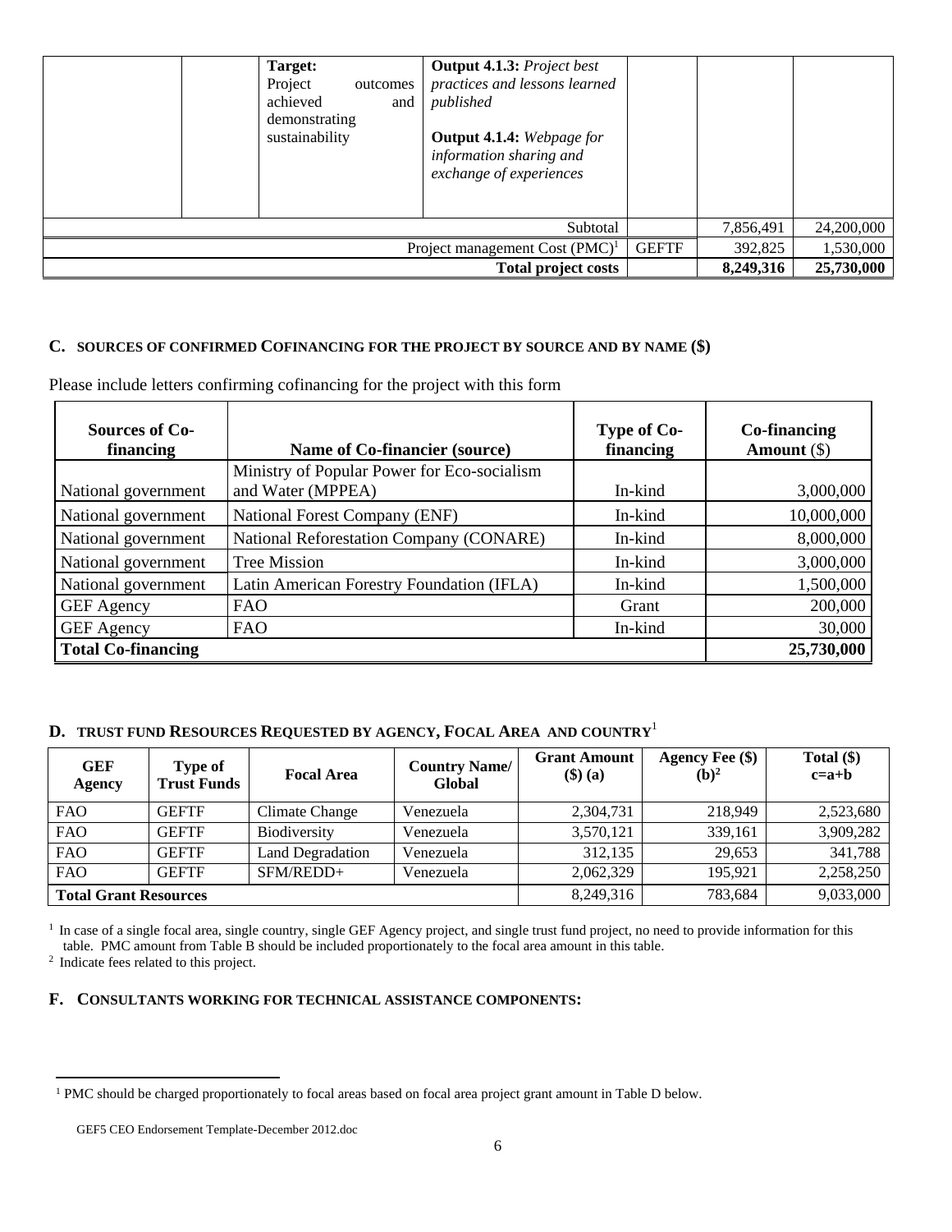| | | Target: Project outcomes achieved and demonstrating sustainability | **Output 4.1.3:** *Project best practices and lessons learned published* **Output 4.1.4:** *Webpage for information sharing and exchange of experiences* | | | |
|---|---|---|---|---|---|---|
| | | | Subtotal | | 7,856,491 | 24,200,000 |
| | | | Project management Cost (PMC)[1] | GEFTF | 392,825 | 1,530,000 |
| | | | **Total project costs** | | **8,249,316** | **25,730,000** |

## C. SOURCES OF CONFIRMED COFINANCING FOR THE PROJECT BY SOURCE AND BY NAME ($)

Please include letters confirming cofinancing for the project with this form

| Sources of Co-financing | Name of Co-financier (source) | Type of Co-financing | Co-financing Amount ($) |
|---|---|---|---|
| National government | Ministry of Popular Power for Eco-socialism and Water (MPPEA) | In-kind | 3,000,000 |
| National government | National Forest Company (ENF) | In-kind | 10,000,000 |
| National government | National Reforestation Company (CONARE) | In-kind | 8,000,000 |
| National government | Tree Mission | In-kind | 3,000,000 |
| National government | Latin American Forestry Foundation (IFLA) | In-kind | 1,500,000 |
| GEF Agency | FAO | Grant | 200,000 |
| GEF Agency | FAO | In-kind | 30,000 |
| **Total Co-financing** | | | **25,730,000** |

## D. TRUST FUND RESOURCES REQUESTED BY AGENCY, FOCAL AREA AND COUNTRY[1]

| GEF Agency | Type of Trust Funds | Focal Area | Country Name/ Global | Grant Amount ($) (a) | Agency Fee ($) (b)[2] | Total ($) c=a+b |
|---|---|---|---|---|---|---|
| FAO | GEFTF | Climate Change | Venezuela | 2,304,731 | 218,949 | 2,523,680 |
| FAO | GEFTF | Biodiversity | Venezuela | 3,570,121 | 339,161 | 3,909,282 |
| FAO | GEFTF | Land Degradation | Venezuela | 312,135 | 29,653 | 341,788 |
| FAO | GEFTF | SFM/REDD+ | Venezuela | 2,062,329 | 195,921 | 2,258,250 |
| **Total Grant Resources** | | | | 8,249,316 | 783,684 | 9,033,000 |

[1] In case of a single focal area, single country, single GEF Agency project, and single trust fund project, no need to provide information for this table. PMC amount from Table B should be included proportionately to the focal area amount in this table.
[2] Indicate fees related to this project.

## F. CONSULTANTS WORKING FOR TECHNICAL ASSISTANCE COMPONENTS:

[1] PMC should be charged proportionately to focal areas based on focal area project grant amount in Table D below.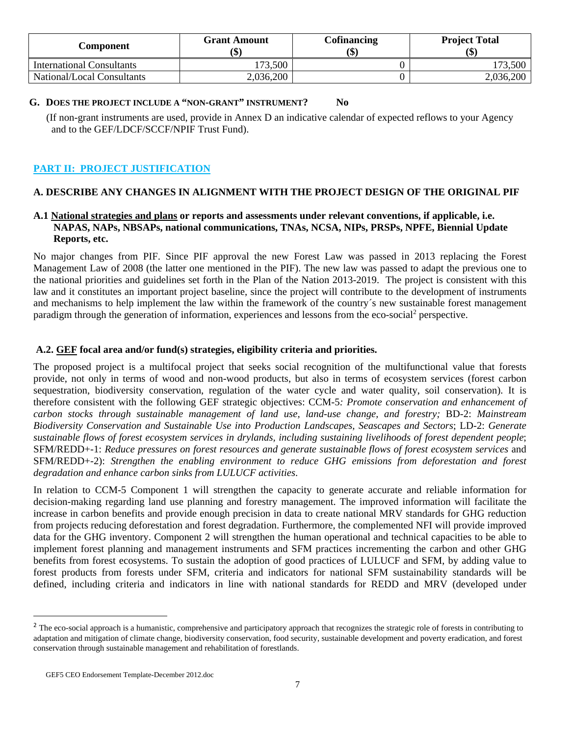| Component | Grant Amount ($) | Cofinancing ($) | Project Total ($) |
|---|---|---|---|
| International Consultants | 173,500 | 0 | 173,500 |
| National/Local Consultants | 2,036,200 | 0 | 2,036,200 |

**G. DOES THE PROJECT INCLUDE A "NON-GRANT" INSTRUMENT? No**

(If non-grant instruments are used, provide in Annex D an indicative calendar of expected reflows to your Agency and to the GEF/LDCF/SCCF/NPIF Trust Fund).

## PART II: PROJECT JUSTIFICATION

### A. DESCRIBE ANY CHANGES IN ALIGNMENT WITH THE PROJECT DESIGN OF THE ORIGINAL PIF

#### A.1 National strategies and plans or reports and assessments under relevant conventions, if applicable, i.e. NAPAS, NAPs, NBSAPs, national communications, TNAs, NCSA, NIPs, PRSPs, NPFE, Biennial Update Reports, etc.

No major changes from PIF. Since PIF approval the new Forest Law was passed in 2013 replacing the Forest Management Law of 2008 (the latter one mentioned in the PIF). The new law was passed to adapt the previous one to the national priorities and guidelines set forth in the Plan of the Nation 2013-2019. The project is consistent with this law and it constitutes an important project baseline, since the project will contribute to the development of instruments and mechanisms to help implement the law within the framework of the country´s new sustainable forest management paradigm through the generation of information, experiences and lessons from the eco-social[2] perspective.

#### A.2. GEF focal area and/or fund(s) strategies, eligibility criteria and priorities.

The proposed project is a multifocal project that seeks social recognition of the multifunctional value that forests provide, not only in terms of wood and non-wood products, but also in terms of ecosystem services (forest carbon sequestration, biodiversity conservation, regulation of the water cycle and water quality, soil conservation). It is therefore consistent with the following GEF strategic objectives: CCM-5*: Promote conservation and enhancement of carbon stocks through sustainable management of land use, land-use change, and forestry;* BD-2: *Mainstream Biodiversity Conservation and Sustainable Use into Production Landscapes, Seascapes and Sectors*; LD-2: *Generate sustainable flows of forest ecosystem services in drylands, including sustaining livelihoods of forest dependent people*; SFM/REDD+-1: *Reduce pressures on forest resources and generate sustainable flows of forest ecosystem services* and SFM/REDD+-2): *Strengthen the enabling environment to reduce GHG emissions from deforestation and forest degradation and enhance carbon sinks from LULUCF activities*.

In relation to CCM-5 Component 1 will strengthen the capacity to generate accurate and reliable information for decision-making regarding land use planning and forestry management. The improved information will facilitate the increase in carbon benefits and provide enough precision in data to create national MRV standards for GHG reduction from projects reducing deforestation and forest degradation. Furthermore, the complemented NFI will provide improved data for the GHG inventory. Component 2 will strengthen the human operational and technical capacities to be able to implement forest planning and management instruments and SFM practices incrementing the carbon and other GHG benefits from forest ecosystems. To sustain the adoption of good practices of LULUCF and SFM, by adding value to forest products from forests under SFM, criteria and indicators for national SFM sustainability standards will be defined, including criteria and indicators in line with national standards for REDD and MRV (developed under

[2] The eco-social approach is a humanistic, comprehensive and participatory approach that recognizes the strategic role of forests in contributing to adaptation and mitigation of climate change, biodiversity conservation, food security, sustainable development and poverty eradication, and forest conservation through sustainable management and rehabilitation of forestlands.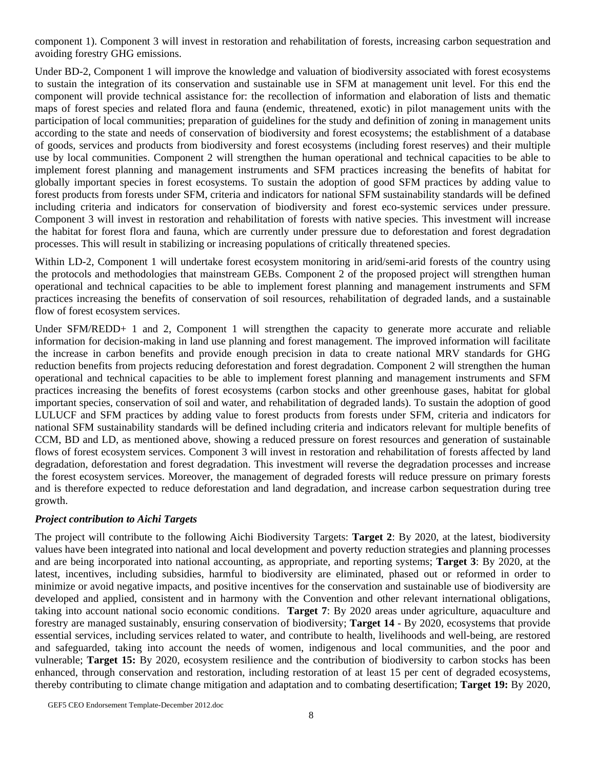component 1). Component 3 will invest in restoration and rehabilitation of forests, increasing carbon sequestration and avoiding forestry GHG emissions.

Under BD-2, Component 1 will improve the knowledge and valuation of biodiversity associated with forest ecosystems to sustain the integration of its conservation and sustainable use in SFM at management unit level. For this end the component will provide technical assistance for: the recollection of information and elaboration of lists and thematic maps of forest species and related flora and fauna (endemic, threatened, exotic) in pilot management units with the participation of local communities; preparation of guidelines for the study and definition of zoning in management units according to the state and needs of conservation of biodiversity and forest ecosystems; the establishment of a database of goods, services and products from biodiversity and forest ecosystems (including forest reserves) and their multiple use by local communities. Component 2 will strengthen the human operational and technical capacities to be able to implement forest planning and management instruments and SFM practices increasing the benefits of habitat for globally important species in forest ecosystems. To sustain the adoption of good SFM practices by adding value to forest products from forests under SFM, criteria and indicators for national SFM sustainability standards will be defined including criteria and indicators for conservation of biodiversity and forest eco-systemic services under pressure. Component 3 will invest in restoration and rehabilitation of forests with native species. This investment will increase the habitat for forest flora and fauna, which are currently under pressure due to deforestation and forest degradation processes. This will result in stabilizing or increasing populations of critically threatened species.

Within LD-2, Component 1 will undertake forest ecosystem monitoring in arid/semi-arid forests of the country using the protocols and methodologies that mainstream GEBs. Component 2 of the proposed project will strengthen human operational and technical capacities to be able to implement forest planning and management instruments and SFM practices increasing the benefits of conservation of soil resources, rehabilitation of degraded lands, and a sustainable flow of forest ecosystem services.

Under SFM/REDD+ 1 and 2, Component 1 will strengthen the capacity to generate more accurate and reliable information for decision-making in land use planning and forest management. The improved information will facilitate the increase in carbon benefits and provide enough precision in data to create national MRV standards for GHG reduction benefits from projects reducing deforestation and forest degradation. Component 2 will strengthen the human operational and technical capacities to be able to implement forest planning and management instruments and SFM practices increasing the benefits of forest ecosystems (carbon stocks and other greenhouse gases, habitat for global important species, conservation of soil and water, and rehabilitation of degraded lands). To sustain the adoption of good LULUCF and SFM practices by adding value to forest products from forests under SFM, criteria and indicators for national SFM sustainability standards will be defined including criteria and indicators relevant for multiple benefits of CCM, BD and LD, as mentioned above, showing a reduced pressure on forest resources and generation of sustainable flows of forest ecosystem services. Component 3 will invest in restoration and rehabilitation of forests affected by land degradation, deforestation and forest degradation. This investment will reverse the degradation processes and increase the forest ecosystem services. Moreover, the management of degraded forests will reduce pressure on primary forests and is therefore expected to reduce deforestation and land degradation, and increase carbon sequestration during tree growth.

***Project contribution to Aichi Targets***

The project will contribute to the following Aichi Biodiversity Targets: **Target 2**: By 2020, at the latest, biodiversity values have been integrated into national and local development and poverty reduction strategies and planning processes and are being incorporated into national accounting, as appropriate, and reporting systems; **Target 3**: By 2020, at the latest, incentives, including subsidies, harmful to biodiversity are eliminated, phased out or reformed in order to minimize or avoid negative impacts, and positive incentives for the conservation and sustainable use of biodiversity are developed and applied, consistent and in harmony with the Convention and other relevant international obligations, taking into account national socio economic conditions. **Target 7**: By 2020 areas under agriculture, aquaculture and forestry are managed sustainably, ensuring conservation of biodiversity; **Target 14** - By 2020, ecosystems that provide essential services, including services related to water, and contribute to health, livelihoods and well-being, are restored and safeguarded, taking into account the needs of women, indigenous and local communities, and the poor and vulnerable; **Target 15:** By 2020, ecosystem resilience and the contribution of biodiversity to carbon stocks has been enhanced, through conservation and restoration, including restoration of at least 15 per cent of degraded ecosystems, thereby contributing to climate change mitigation and adaptation and to combating desertification; **Target 19:** By 2020,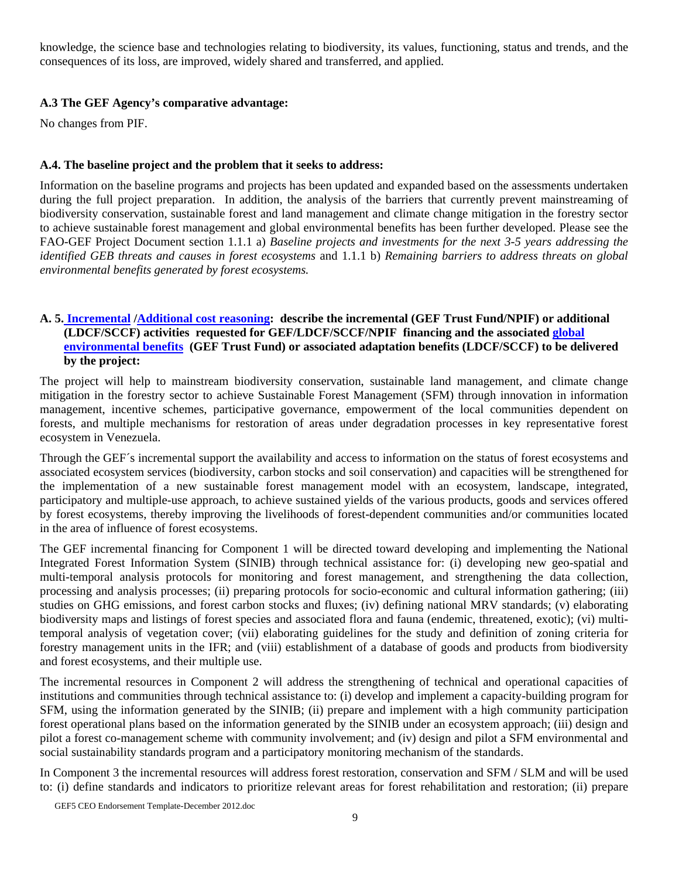knowledge, the science base and technologies relating to biodiversity, its values, functioning, status and trends, and the consequences of its loss, are improved, widely shared and transferred, and applied.

**A.3 The GEF Agency's comparative advantage:**

No changes from PIF.

**A.4. The baseline project and the problem that it seeks to address:**

Information on the baseline programs and projects has been updated and expanded based on the assessments undertaken during the full project preparation. In addition, the analysis of the barriers that currently prevent mainstreaming of biodiversity conservation, sustainable forest and land management and climate change mitigation in the forestry sector to achieve sustainable forest management and global environmental benefits has been further developed. Please see the FAO-GEF Project Document section 1.1.1 a) *Baseline projects and investments for the next 3-5 years addressing the identified GEB threats and causes in forest ecosystems* and 1.1.1 b) *Remaining barriers to address threats on global environmental benefits generated by forest ecosystems.*

**A. 5. Incremental /Additional cost reasoning: describe the incremental (GEF Trust Fund/NPIF) or additional (LDCF/SCCF) activities requested for GEF/LDCF/SCCF/NPIF financing and the associated global environmental benefits (GEF Trust Fund) or associated adaptation benefits (LDCF/SCCF) to be delivered by the project:**

The project will help to mainstream biodiversity conservation, sustainable land management, and climate change mitigation in the forestry sector to achieve Sustainable Forest Management (SFM) through innovation in information management, incentive schemes, participative governance, empowerment of the local communities dependent on forests, and multiple mechanisms for restoration of areas under degradation processes in key representative forest ecosystem in Venezuela.

Through the GEF´s incremental support the availability and access to information on the status of forest ecosystems and associated ecosystem services (biodiversity, carbon stocks and soil conservation) and capacities will be strengthened for the implementation of a new sustainable forest management model with an ecosystem, landscape, integrated, participatory and multiple-use approach, to achieve sustained yields of the various products, goods and services offered by forest ecosystems, thereby improving the livelihoods of forest-dependent communities and/or communities located in the area of influence of forest ecosystems.

The GEF incremental financing for Component 1 will be directed toward developing and implementing the National Integrated Forest Information System (SINIB) through technical assistance for: (i) developing new geo-spatial and multi-temporal analysis protocols for monitoring and forest management, and strengthening the data collection, processing and analysis processes; (ii) preparing protocols for socio-economic and cultural information gathering; (iii) studies on GHG emissions, and forest carbon stocks and fluxes; (iv) defining national MRV standards; (v) elaborating biodiversity maps and listings of forest species and associated flora and fauna (endemic, threatened, exotic); (vi) multi-temporal analysis of vegetation cover; (vii) elaborating guidelines for the study and definition of zoning criteria for forestry management units in the IFR; and (viii) establishment of a database of goods and products from biodiversity and forest ecosystems, and their multiple use.

The incremental resources in Component 2 will address the strengthening of technical and operational capacities of institutions and communities through technical assistance to: (i) develop and implement a capacity-building program for SFM, using the information generated by the SINIB; (ii) prepare and implement with a high community participation forest operational plans based on the information generated by the SINIB under an ecosystem approach; (iii) design and pilot a forest co-management scheme with community involvement; and (iv) design and pilot a SFM environmental and social sustainability standards program and a participatory monitoring mechanism of the standards.

In Component 3 the incremental resources will address forest restoration, conservation and SFM / SLM and will be used to: (i) define standards and indicators to prioritize relevant areas for forest rehabilitation and restoration; (ii) prepare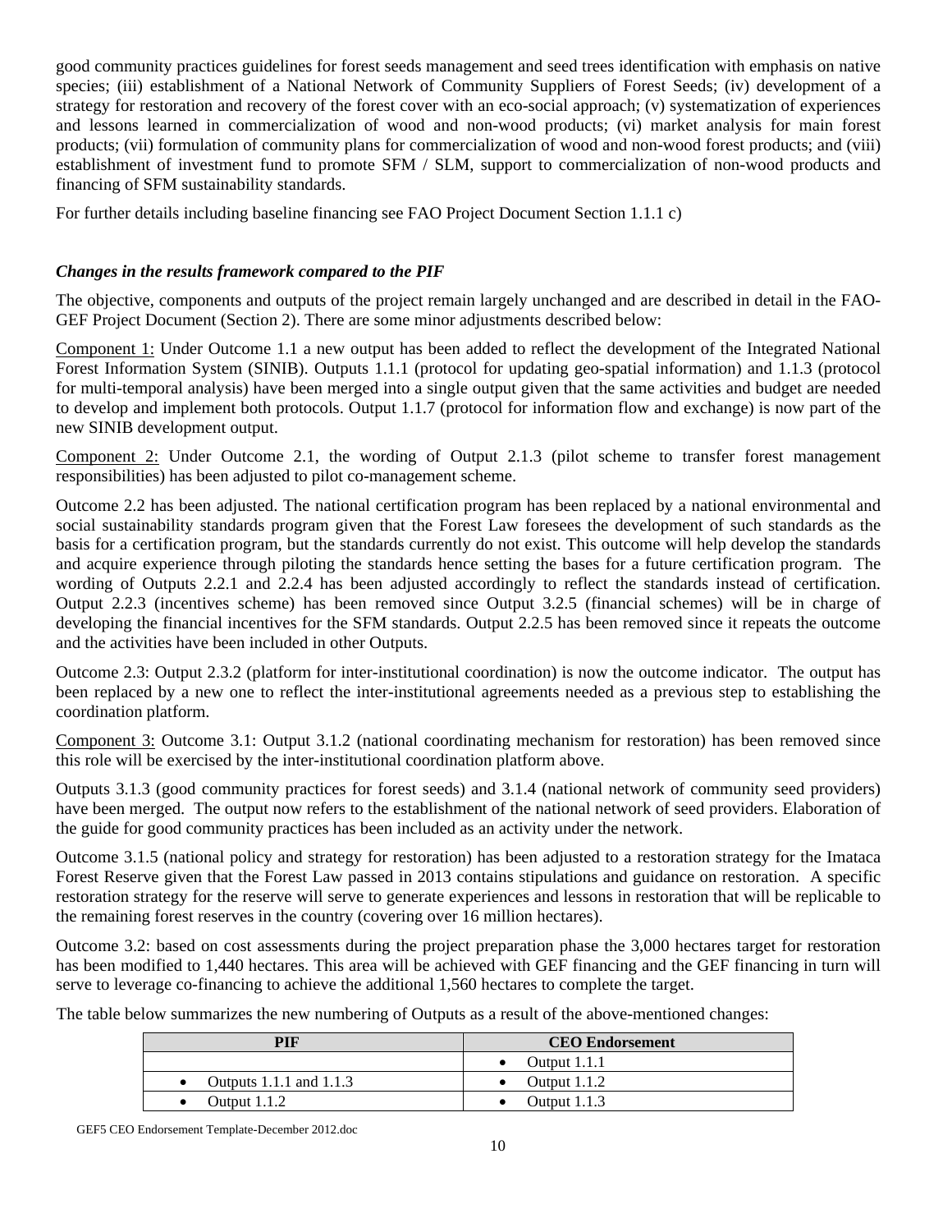good community practices guidelines for forest seeds management and seed trees identification with emphasis on native species; (iii) establishment of a National Network of Community Suppliers of Forest Seeds; (iv) development of a strategy for restoration and recovery of the forest cover with an eco-social approach; (v) systematization of experiences and lessons learned in commercialization of wood and non-wood products; (vi) market analysis for main forest products; (vii) formulation of community plans for commercialization of wood and non-wood forest products; and (viii) establishment of investment fund to promote SFM / SLM, support to commercialization of non-wood products and financing of SFM sustainability standards.

For further details including baseline financing see FAO Project Document Section 1.1.1 c)

***Changes in the results framework compared to the PIF***

The objective, components and outputs of the project remain largely unchanged and are described in detail in the FAO-GEF Project Document (Section 2). There are some minor adjustments described below:

Component 1: Under Outcome 1.1 a new output has been added to reflect the development of the Integrated National Forest Information System (SINIB). Outputs 1.1.1 (protocol for updating geo-spatial information) and 1.1.3 (protocol for multi-temporal analysis) have been merged into a single output given that the same activities and budget are needed to develop and implement both protocols. Output 1.1.7 (protocol for information flow and exchange) is now part of the new SINIB development output.

Component 2: Under Outcome 2.1, the wording of Output 2.1.3 (pilot scheme to transfer forest management responsibilities) has been adjusted to pilot co-management scheme.

Outcome 2.2 has been adjusted. The national certification program has been replaced by a national environmental and social sustainability standards program given that the Forest Law foresees the development of such standards as the basis for a certification program, but the standards currently do not exist. This outcome will help develop the standards and acquire experience through piloting the standards hence setting the bases for a future certification program. The wording of Outputs 2.2.1 and 2.2.4 has been adjusted accordingly to reflect the standards instead of certification. Output 2.2.3 (incentives scheme) has been removed since Output 3.2.5 (financial schemes) will be in charge of developing the financial incentives for the SFM standards. Output 2.2.5 has been removed since it repeats the outcome and the activities have been included in other Outputs.

Outcome 2.3: Output 2.3.2 (platform for inter-institutional coordination) is now the outcome indicator. The output has been replaced by a new one to reflect the inter-institutional agreements needed as a previous step to establishing the coordination platform.

Component 3: Outcome 3.1: Output 3.1.2 (national coordinating mechanism for restoration) has been removed since this role will be exercised by the inter-institutional coordination platform above.

Outputs 3.1.3 (good community practices for forest seeds) and 3.1.4 (national network of community seed providers) have been merged. The output now refers to the establishment of the national network of seed providers. Elaboration of the guide for good community practices has been included as an activity under the network.

Outcome 3.1.5 (national policy and strategy for restoration) has been adjusted to a restoration strategy for the Imataca Forest Reserve given that the Forest Law passed in 2013 contains stipulations and guidance on restoration. A specific restoration strategy for the reserve will serve to generate experiences and lessons in restoration that will be replicable to the remaining forest reserves in the country (covering over 16 million hectares).

Outcome 3.2: based on cost assessments during the project preparation phase the 3,000 hectares target for restoration has been modified to 1,440 hectares. This area will be achieved with GEF financing and the GEF financing in turn will serve to leverage co-financing to achieve the additional 1,560 hectares to complete the target.

The table below summarizes the new numbering of Outputs as a result of the above-mentioned changes:

| PIF | CEO Endorsement |
|---|---|
| | • Output 1.1.1 |
| • Outputs 1.1.1 and 1.1.3 | • Output 1.1.2 |
| • Output 1.1.2 | • Output 1.1.3 |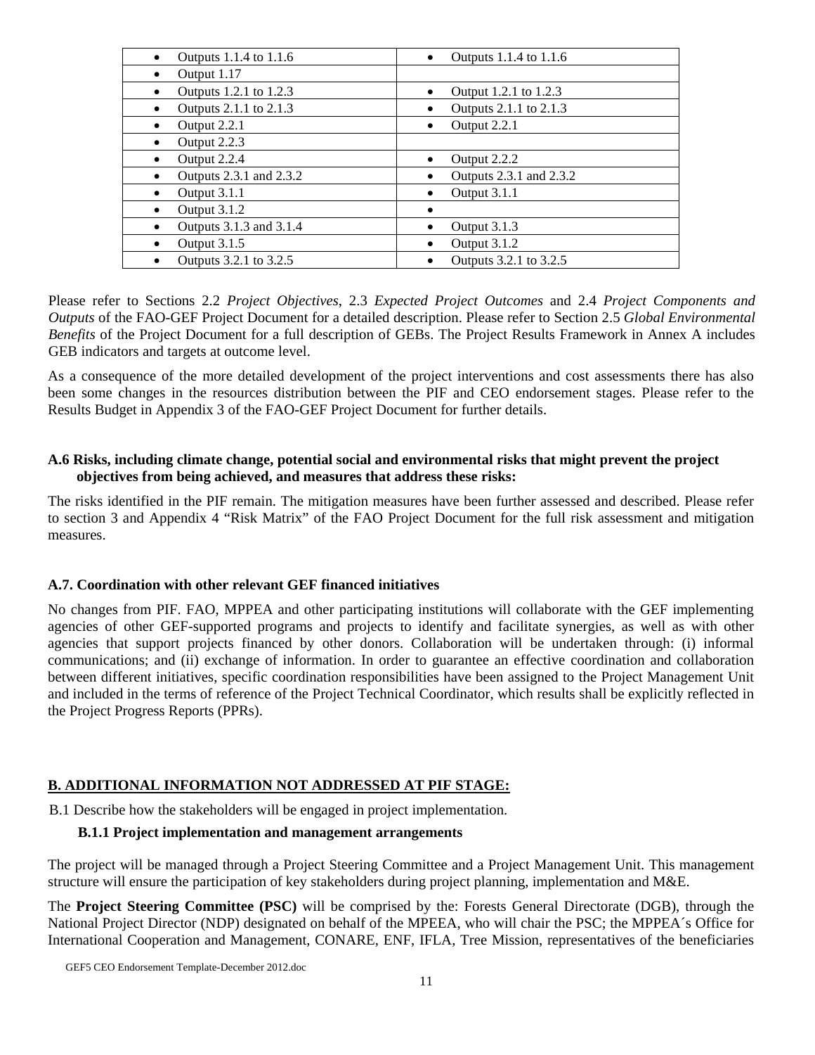| | |
|---|---|
| • Outputs 1.1.4 to 1.1.6 | • Outputs 1.1.4 to 1.1.6 |
| • Output 1.17 | |
| • Outputs 1.2.1 to 1.2.3 | • Output 1.2.1 to 1.2.3 |
| • Outputs 2.1.1 to 2.1.3 | • Outputs 2.1.1 to 2.1.3 |
| • Output 2.2.1 | • Output 2.2.1 |
| • Output 2.2.3 | |
| • Output 2.2.4 | • Output 2.2.2 |
| • Outputs 2.3.1 and 2.3.2 | • Outputs 2.3.1 and 2.3.2 |
| • Output 3.1.1 | • Output 3.1.1 |
| • Output 3.1.2 | • |
| • Outputs 3.1.3 and 3.1.4 | • Output 3.1.3 |
| • Output 3.1.5 | • Output 3.1.2 |
| • Outputs 3.2.1 to 3.2.5 | • Outputs 3.2.1 to 3.2.5 |

Please refer to Sections 2.2 *Project Objectives*, 2.3 *Expected Project Outcomes* and 2.4 *Project Components and Outputs* of the FAO-GEF Project Document for a detailed description. Please refer to Section 2.5 *Global Environmental Benefits* of the Project Document for a full description of GEBs. The Project Results Framework in Annex A includes GEB indicators and targets at outcome level.

As a consequence of the more detailed development of the project interventions and cost assessments there has also been some changes in the resources distribution between the PIF and CEO endorsement stages. Please refer to the Results Budget in Appendix 3 of the FAO-GEF Project Document for further details.

### A.6 Risks, including climate change, potential social and environmental risks that might prevent the project objectives from being achieved, and measures that address these risks:

The risks identified in the PIF remain. The mitigation measures have been further assessed and described. Please refer to section 3 and Appendix 4 "Risk Matrix" of the FAO Project Document for the full risk assessment and mitigation measures.

### A.7. Coordination with other relevant GEF financed initiatives

No changes from PIF. FAO, MPPEA and other participating institutions will collaborate with the GEF implementing agencies of other GEF-supported programs and projects to identify and facilitate synergies, as well as with other agencies that support projects financed by other donors. Collaboration will be undertaken through: (i) informal communications; and (ii) exchange of information. In order to guarantee an effective coordination and collaboration between different initiatives, specific coordination responsibilities have been assigned to the Project Management Unit and included in the terms of reference of the Project Technical Coordinator, which results shall be explicitly reflected in the Project Progress Reports (PPRs).

## B. ADDITIONAL INFORMATION NOT ADDRESSED AT PIF STAGE:

B.1 Describe how the stakeholders will be engaged in project implementation.

### B.1.1 Project implementation and management arrangements

The project will be managed through a Project Steering Committee and a Project Management Unit. This management structure will ensure the participation of key stakeholders during project planning, implementation and M&E.

The **Project Steering Committee (PSC)** will be comprised by the: Forests General Directorate (DGB), through the National Project Director (NDP) designated on behalf of the MPEEA, who will chair the PSC; the MPPEA´s Office for International Cooperation and Management, CONARE, ENF, IFLA, Tree Mission, representatives of the beneficiaries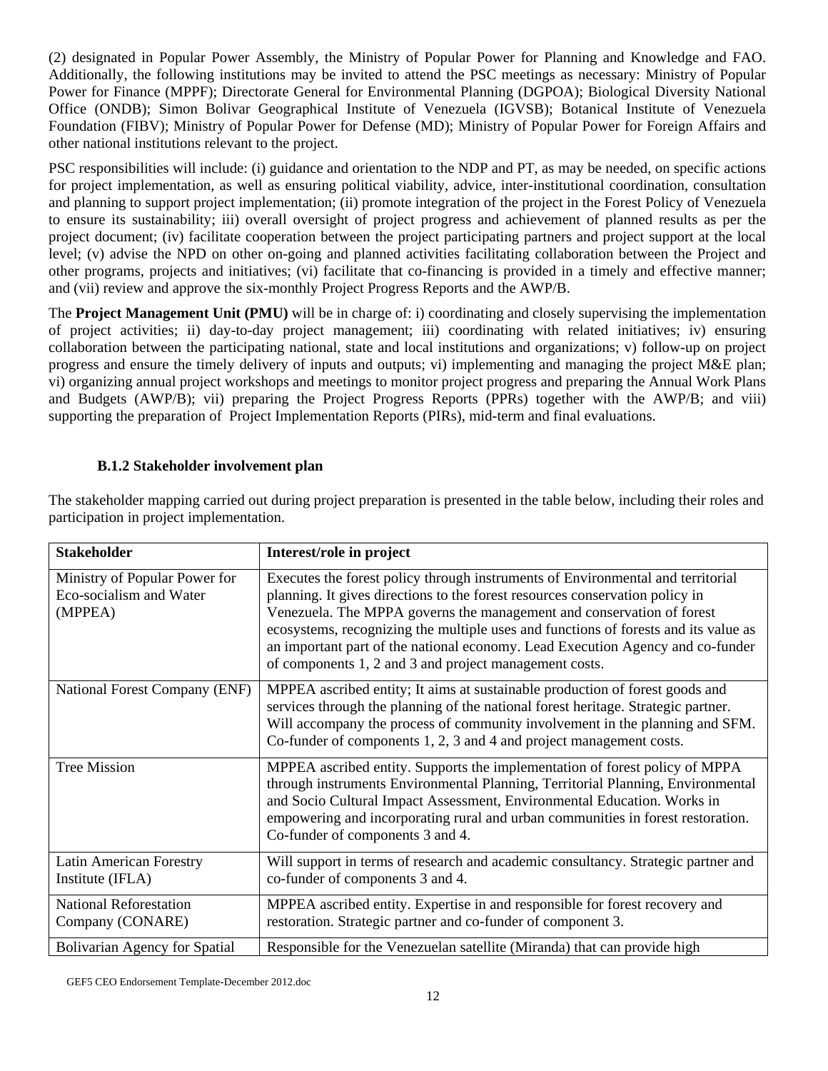(2) designated in Popular Power Assembly, the Ministry of Popular Power for Planning and Knowledge and FAO. Additionally, the following institutions may be invited to attend the PSC meetings as necessary: Ministry of Popular Power for Finance (MPPF); Directorate General for Environmental Planning (DGPOA); Biological Diversity National Office (ONDB); Simon Bolivar Geographical Institute of Venezuela (IGVSB); Botanical Institute of Venezuela Foundation (FIBV); Ministry of Popular Power for Defense (MD); Ministry of Popular Power for Foreign Affairs and other national institutions relevant to the project.

PSC responsibilities will include: (i) guidance and orientation to the NDP and PT, as may be needed, on specific actions for project implementation, as well as ensuring political viability, advice, inter-institutional coordination, consultation and planning to support project implementation; (ii) promote integration of the project in the Forest Policy of Venezuela to ensure its sustainability; iii) overall oversight of project progress and achievement of planned results as per the project document; (iv) facilitate cooperation between the project participating partners and project support at the local level; (v) advise the NPD on other on-going and planned activities facilitating collaboration between the Project and other programs, projects and initiatives; (vi) facilitate that co-financing is provided in a timely and effective manner; and (vii) review and approve the six-monthly Project Progress Reports and the AWP/B.

The **Project Management Unit (PMU)** will be in charge of: i) coordinating and closely supervising the implementation of project activities; ii) day-to-day project management; iii) coordinating with related initiatives; iv) ensuring collaboration between the participating national, state and local institutions and organizations; v) follow-up on project progress and ensure the timely delivery of inputs and outputs; vi) implementing and managing the project M&E plan; vi) organizing annual project workshops and meetings to monitor project progress and preparing the Annual Work Plans and Budgets (AWP/B); vii) preparing the Project Progress Reports (PPRs) together with the AWP/B; and viii) supporting the preparation of Project Implementation Reports (PIRs), mid-term and final evaluations.

### B.1.2 Stakeholder involvement plan

The stakeholder mapping carried out during project preparation is presented in the table below, including their roles and participation in project implementation.

| Stakeholder | Interest/role in project |
|---|---|
| Ministry of Popular Power for Eco-socialism and Water (MPPEA) | Executes the forest policy through instruments of Environmental and territorial planning. It gives directions to the forest resources conservation policy in Venezuela. The MPPA governs the management and conservation of forest ecosystems, recognizing the multiple uses and functions of forests and its value as an important part of the national economy. Lead Execution Agency and co-funder of components 1, 2 and 3 and project management costs. |
| National Forest Company (ENF) | MPPEA ascribed entity; It aims at sustainable production of forest goods and services through the planning of the national forest heritage. Strategic partner. Will accompany the process of community involvement in the planning and SFM. Co-funder of components 1, 2, 3 and 4 and project management costs. |
| Tree Mission | MPPEA ascribed entity. Supports the implementation of forest policy of MPPA through instruments Environmental Planning, Territorial Planning, Environmental and Socio Cultural Impact Assessment, Environmental Education. Works in empowering and incorporating rural and urban communities in forest restoration. Co-funder of components 3 and 4. |
| Latin American Forestry Institute (IFLA) | Will support in terms of research and academic consultancy. Strategic partner and co-funder of components 3 and 4. |
| National Reforestation Company (CONARE) | MPPEA ascribed entity. Expertise in and responsible for forest recovery and restoration. Strategic partner and co-funder of component 3. |
| Bolivarian Agency for Spatial | Responsible for the Venezuelan satellite (Miranda) that can provide high |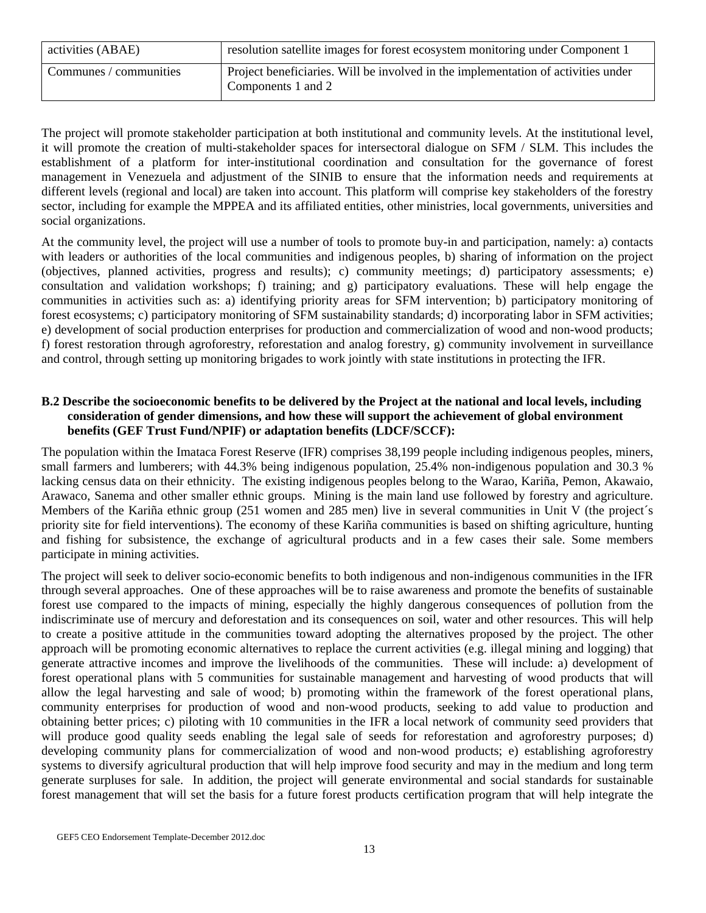| activities (ABAE) | resolution satellite images for forest ecosystem monitoring under Component 1 |
|---|---|
| Communes / communities | Project beneficiaries. Will be involved in the implementation of activities under Components 1 and 2 |

The project will promote stakeholder participation at both institutional and community levels. At the institutional level, it will promote the creation of multi-stakeholder spaces for intersectoral dialogue on SFM / SLM. This includes the establishment of a platform for inter-institutional coordination and consultation for the governance of forest management in Venezuela and adjustment of the SINIB to ensure that the information needs and requirements at different levels (regional and local) are taken into account. This platform will comprise key stakeholders of the forestry sector, including for example the MPPEA and its affiliated entities, other ministries, local governments, universities and social organizations.

At the community level, the project will use a number of tools to promote buy-in and participation, namely: a) contacts with leaders or authorities of the local communities and indigenous peoples, b) sharing of information on the project (objectives, planned activities, progress and results); c) community meetings; d) participatory assessments; e) consultation and validation workshops; f) training; and g) participatory evaluations. These will help engage the communities in activities such as: a) identifying priority areas for SFM intervention; b) participatory monitoring of forest ecosystems; c) participatory monitoring of SFM sustainability standards; d) incorporating labor in SFM activities; e) development of social production enterprises for production and commercialization of wood and non-wood products; f) forest restoration through agroforestry, reforestation and analog forestry, g) community involvement in surveillance and control, through setting up monitoring brigades to work jointly with state institutions in protecting the IFR.

**B.2 Describe the socioeconomic benefits to be delivered by the Project at the national and local levels, including consideration of gender dimensions, and how these will support the achievement of global environment benefits (GEF Trust Fund/NPIF) or adaptation benefits (LDCF/SCCF):**

The population within the Imataca Forest Reserve (IFR) comprises 38,199 people including indigenous peoples, miners, small farmers and lumberers; with 44.3% being indigenous population, 25.4% non-indigenous population and 30.3 % lacking census data on their ethnicity. The existing indigenous peoples belong to the Warao, Kariña, Pemon, Akawaio, Arawaco, Sanema and other smaller ethnic groups. Mining is the main land use followed by forestry and agriculture. Members of the Kariña ethnic group (251 women and 285 men) live in several communities in Unit V (the project´s priority site for field interventions). The economy of these Kariña communities is based on shifting agriculture, hunting and fishing for subsistence, the exchange of agricultural products and in a few cases their sale. Some members participate in mining activities.

The project will seek to deliver socio-economic benefits to both indigenous and non-indigenous communities in the IFR through several approaches. One of these approaches will be to raise awareness and promote the benefits of sustainable forest use compared to the impacts of mining, especially the highly dangerous consequences of pollution from the indiscriminate use of mercury and deforestation and its consequences on soil, water and other resources. This will help to create a positive attitude in the communities toward adopting the alternatives proposed by the project. The other approach will be promoting economic alternatives to replace the current activities (e.g. illegal mining and logging) that generate attractive incomes and improve the livelihoods of the communities. These will include: a) development of forest operational plans with 5 communities for sustainable management and harvesting of wood products that will allow the legal harvesting and sale of wood; b) promoting within the framework of the forest operational plans, community enterprises for production of wood and non-wood products, seeking to add value to production and obtaining better prices; c) piloting with 10 communities in the IFR a local network of community seed providers that will produce good quality seeds enabling the legal sale of seeds for reforestation and agroforestry purposes; d) developing community plans for commercialization of wood and non-wood products; e) establishing agroforestry systems to diversify agricultural production that will help improve food security and may in the medium and long term generate surpluses for sale. In addition, the project will generate environmental and social standards for sustainable forest management that will set the basis for a future forest products certification program that will help integrate the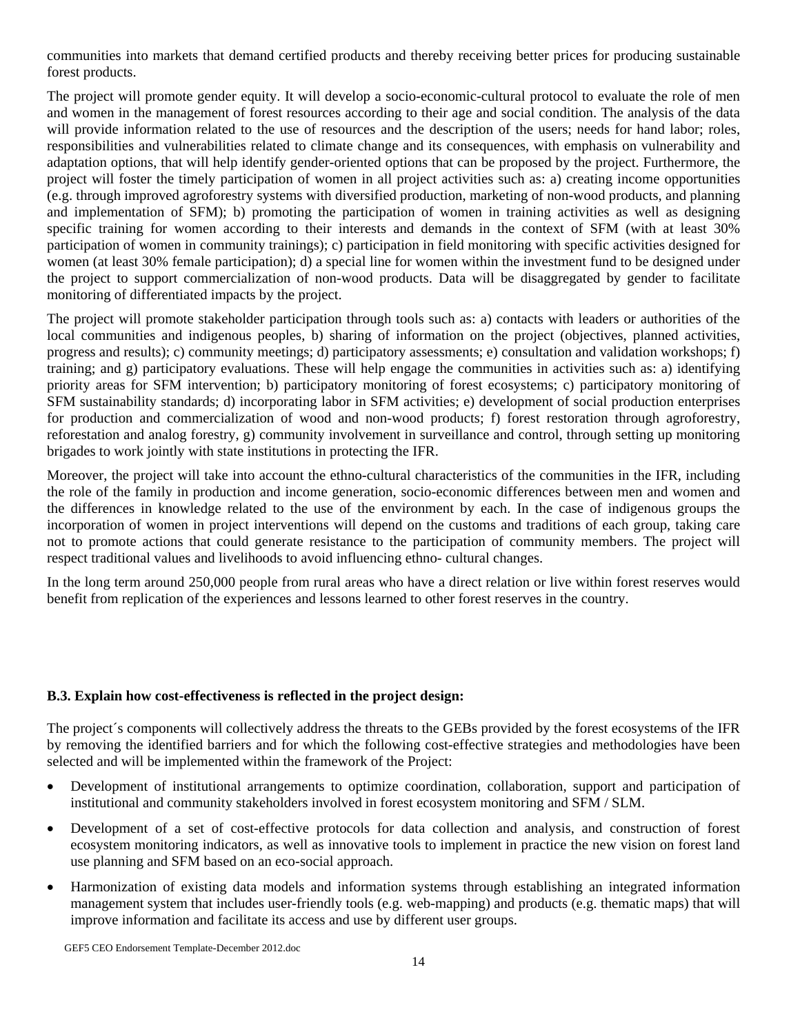communities into markets that demand certified products and thereby receiving better prices for producing sustainable forest products.

The project will promote gender equity. It will develop a socio-economic-cultural protocol to evaluate the role of men and women in the management of forest resources according to their age and social condition. The analysis of the data will provide information related to the use of resources and the description of the users; needs for hand labor; roles, responsibilities and vulnerabilities related to climate change and its consequences, with emphasis on vulnerability and adaptation options, that will help identify gender-oriented options that can be proposed by the project. Furthermore, the project will foster the timely participation of women in all project activities such as: a) creating income opportunities (e.g. through improved agroforestry systems with diversified production, marketing of non-wood products, and planning and implementation of SFM); b) promoting the participation of women in training activities as well as designing specific training for women according to their interests and demands in the context of SFM (with at least 30% participation of women in community trainings); c) participation in field monitoring with specific activities designed for women (at least 30% female participation); d) a special line for women within the investment fund to be designed under the project to support commercialization of non-wood products. Data will be disaggregated by gender to facilitate monitoring of differentiated impacts by the project.

The project will promote stakeholder participation through tools such as: a) contacts with leaders or authorities of the local communities and indigenous peoples, b) sharing of information on the project (objectives, planned activities, progress and results); c) community meetings; d) participatory assessments; e) consultation and validation workshops; f) training; and g) participatory evaluations. These will help engage the communities in activities such as: a) identifying priority areas for SFM intervention; b) participatory monitoring of forest ecosystems; c) participatory monitoring of SFM sustainability standards; d) incorporating labor in SFM activities; e) development of social production enterprises for production and commercialization of wood and non-wood products; f) forest restoration through agroforestry, reforestation and analog forestry, g) community involvement in surveillance and control, through setting up monitoring brigades to work jointly with state institutions in protecting the IFR.

Moreover, the project will take into account the ethno-cultural characteristics of the communities in the IFR, including the role of the family in production and income generation, socio-economic differences between men and women and the differences in knowledge related to the use of the environment by each. In the case of indigenous groups the incorporation of women in project interventions will depend on the customs and traditions of each group, taking care not to promote actions that could generate resistance to the participation of community members. The project will respect traditional values and livelihoods to avoid influencing ethno- cultural changes.

In the long term around 250,000 people from rural areas who have a direct relation or live within forest reserves would benefit from replication of the experiences and lessons learned to other forest reserves in the country.

### B.3. Explain how cost-effectiveness is reflected in the project design:

The project´s components will collectively address the threats to the GEBs provided by the forest ecosystems of the IFR by removing the identified barriers and for which the following cost-effective strategies and methodologies have been selected and will be implemented within the framework of the Project:

- Development of institutional arrangements to optimize coordination, collaboration, support and participation of institutional and community stakeholders involved in forest ecosystem monitoring and SFM / SLM.
- Development of a set of cost-effective protocols for data collection and analysis, and construction of forest ecosystem monitoring indicators, as well as innovative tools to implement in practice the new vision on forest land use planning and SFM based on an eco-social approach.
- Harmonization of existing data models and information systems through establishing an integrated information management system that includes user-friendly tools (e.g. web-mapping) and products (e.g. thematic maps) that will improve information and facilitate its access and use by different user groups.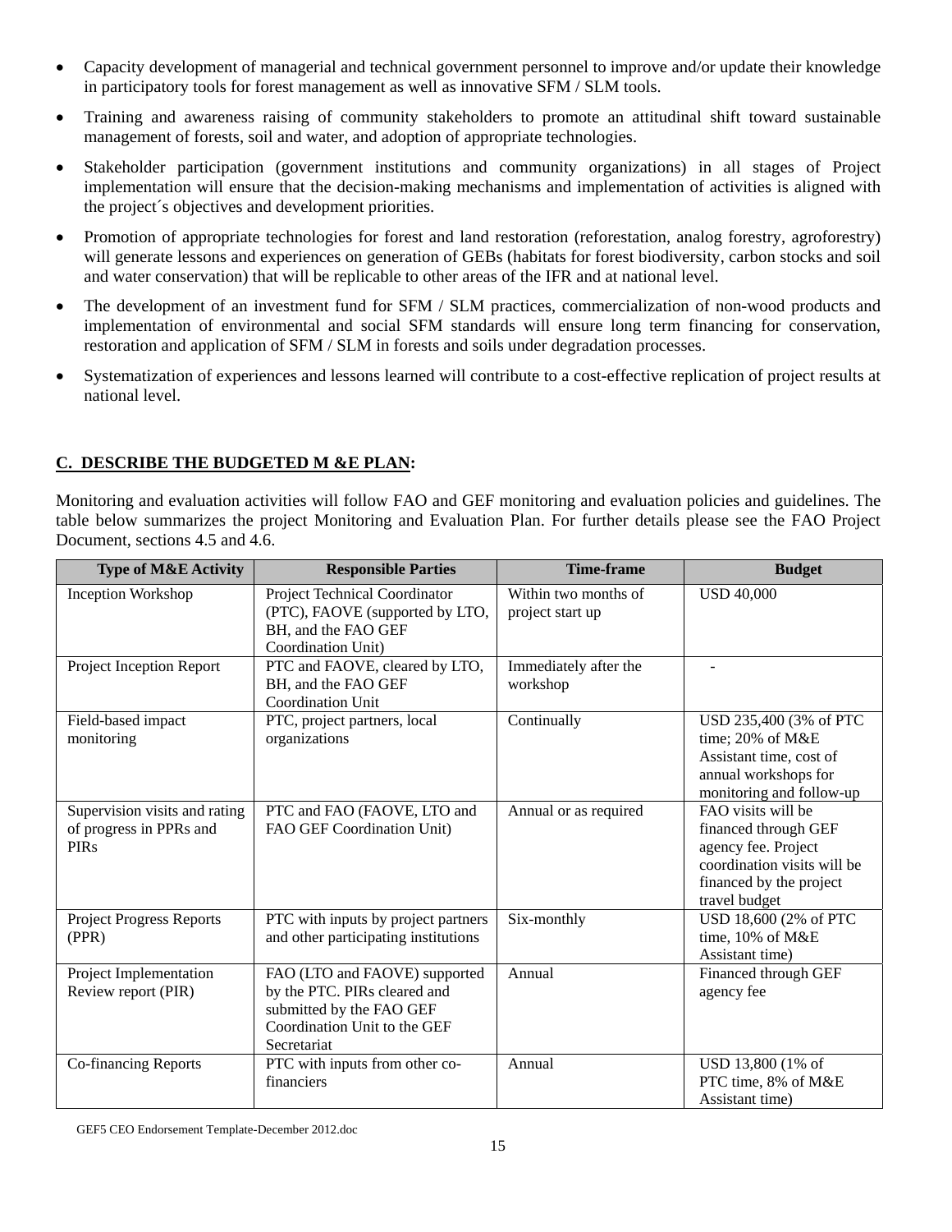- Capacity development of managerial and technical government personnel to improve and/or update their knowledge in participatory tools for forest management as well as innovative SFM / SLM tools.
- Training and awareness raising of community stakeholders to promote an attitudinal shift toward sustainable management of forests, soil and water, and adoption of appropriate technologies.
- Stakeholder participation (government institutions and community organizations) in all stages of Project implementation will ensure that the decision-making mechanisms and implementation of activities is aligned with the project´s objectives and development priorities.
- Promotion of appropriate technologies for forest and land restoration (reforestation, analog forestry, agroforestry) will generate lessons and experiences on generation of GEBs (habitats for forest biodiversity, carbon stocks and soil and water conservation) that will be replicable to other areas of the IFR and at national level.
- The development of an investment fund for SFM / SLM practices, commercialization of non-wood products and implementation of environmental and social SFM standards will ensure long term financing for conservation, restoration and application of SFM / SLM in forests and soils under degradation processes.
- Systematization of experiences and lessons learned will contribute to a cost-effective replication of project results at national level.

## C. DESCRIBE THE BUDGETED M &E PLAN:

Monitoring and evaluation activities will follow FAO and GEF monitoring and evaluation policies and guidelines. The table below summarizes the project Monitoring and Evaluation Plan. For further details please see the FAO Project Document, sections 4.5 and 4.6.

| Type of M&E Activity | Responsible Parties | Time-frame | Budget |
|---|---|---|---|
| Inception Workshop | Project Technical Coordinator (PTC), FAOVE (supported by LTO, BH, and the FAO GEF Coordination Unit) | Within two months of project start up | USD 40,000 |
| Project Inception Report | PTC and FAOVE, cleared by LTO, BH, and the FAO GEF Coordination Unit | Immediately after the workshop | - |
| Field-based impact monitoring | PTC, project partners, local organizations | Continually | USD 235,400 (3% of PTC time; 20% of M&E Assistant time, cost of annual workshops for monitoring and follow-up |
| Supervision visits and rating of progress in PPRs and PIRs | PTC and FAO (FAOVE, LTO and FAO GEF Coordination Unit) | Annual or as required | FAO visits will be financed through GEF agency fee. Project coordination visits will be financed by the project travel budget |
| Project Progress Reports (PPR) | PTC with inputs by project partners and other participating institutions | Six-monthly | USD 18,600 (2% of PTC time, 10% of M&E Assistant time) |
| Project Implementation Review report (PIR) | FAO (LTO and FAOVE) supported by the PTC. PIRs cleared and submitted by the FAO GEF Coordination Unit to the GEF Secretariat | Annual | Financed through GEF agency fee |
| Co-financing Reports | PTC with inputs from other co-financiers | Annual | USD 13,800 (1% of PTC time, 8% of M&E Assistant time) |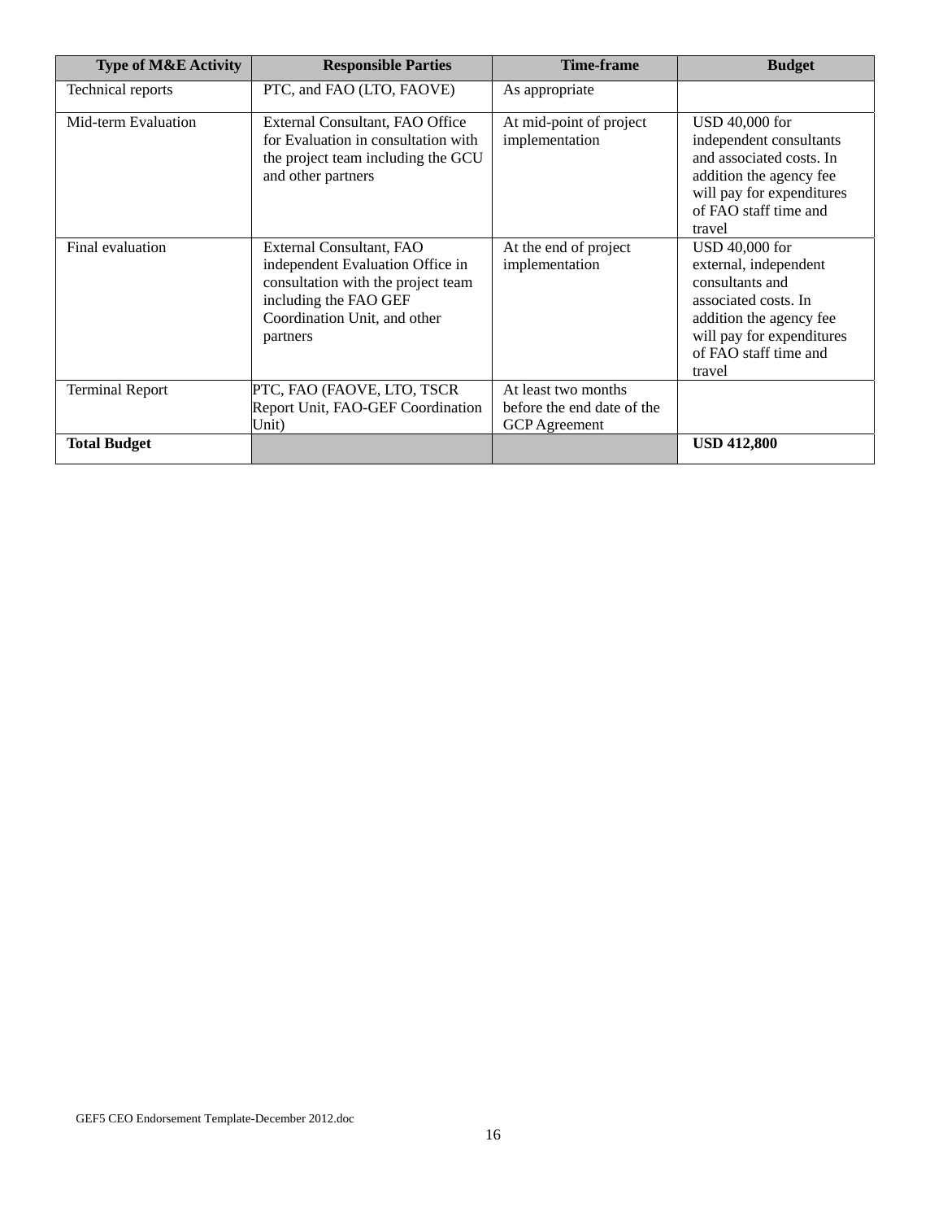| Type of M&E Activity | Responsible Parties | Time-frame | Budget |
|---|---|---|---|
| Technical reports | PTC, and FAO (LTO, FAOVE) | As appropriate | |
| Mid-term Evaluation | External Consultant, FAO Office for Evaluation in consultation with the project team including the GCU and other partners | At mid-point of project implementation | USD 40,000 for independent consultants and associated costs. In addition the agency fee will pay for expenditures of FAO staff time and travel |
| Final evaluation | External Consultant, FAO independent Evaluation Office in consultation with the project team including the FAO GEF Coordination Unit, and other partners | At the end of project implementation | USD 40,000 for external, independent consultants and associated costs. In addition the agency fee will pay for expenditures of FAO staff time and travel |
| Terminal Report | PTC, FAO (FAOVE, LTO, TSCR Report Unit, FAO-GEF Coordination Unit) | At least two months before the end date of the GCP Agreement | |
| **Total Budget** | | | **USD 412,800** |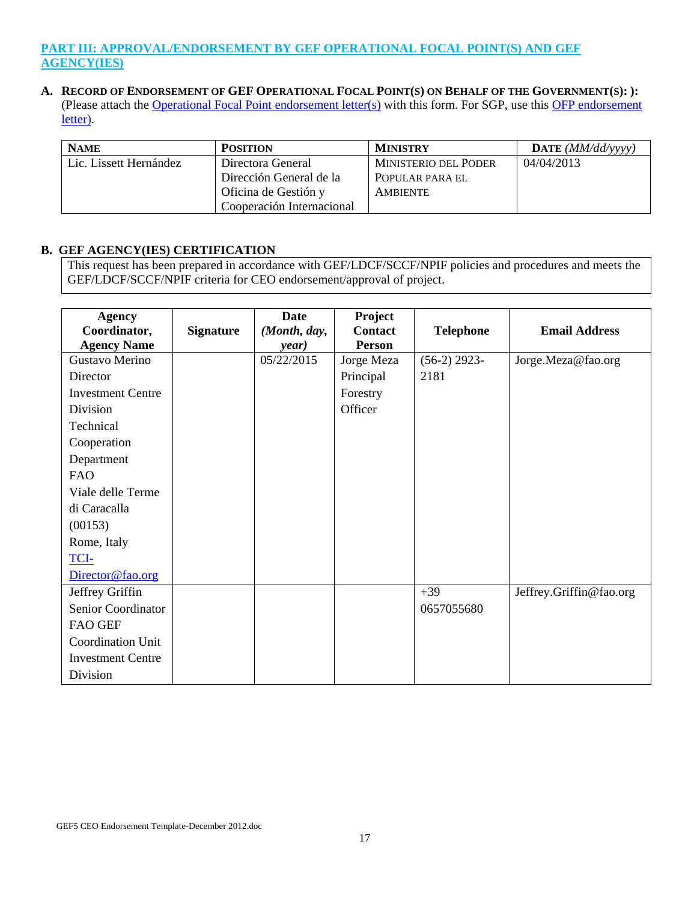## PART III: APPROVAL/ENDORSEMENT BY GEF OPERATIONAL FOCAL POINT(S) AND GEF AGENCY(IES)

**A. RECORD OF ENDORSEMENT OF GEF OPERATIONAL FOCAL POINT(S) ON BEHALF OF THE GOVERNMENT(S): ):** (Please attach the Operational Focal Point endorsement letter(s) with this form. For SGP, use this OFP endorsement letter).

| NAME | POSITION | MINISTRY | DATE *(MM/dd/yyyy)* |
|---|---|---|---|
| Lic. Lissett Hernández | Directora General Dirección General de la Oficina de Gestión y Cooperación Internacional | MINISTERIO DEL PODER POPULAR PARA EL AMBIENTE | 04/04/2013 |

**B. GEF AGENCY(IES) CERTIFICATION**

This request has been prepared in accordance with GEF/LDCF/SCCF/NPIF policies and procedures and meets the GEF/LDCF/SCCF/NPIF criteria for CEO endorsement/approval of project.

| Agency Coordinator, Agency Name | Signature | Date *(Month, day, year)* | Project Contact Person | Telephone | Email Address |
|---|---|---|---|---|---|
| Gustavo Merino Director Investment Centre Division Technical Cooperation Department FAO Viale delle Terme di Caracalla (00153) Rome, Italy TCI-Director@fao.org | | 05/22/2015 | Jorge Meza Principal Forestry Officer | (56-2) 2923-2181 | Jorge.Meza@fao.org |
| Jeffrey Griffin Senior Coordinator FAO GEF Coordination Unit Investment Centre Division | | | | +39 0657055680 | Jeffrey.Griffin@fao.org |

GEF5 CEO Endorsement Template-December 2012.doc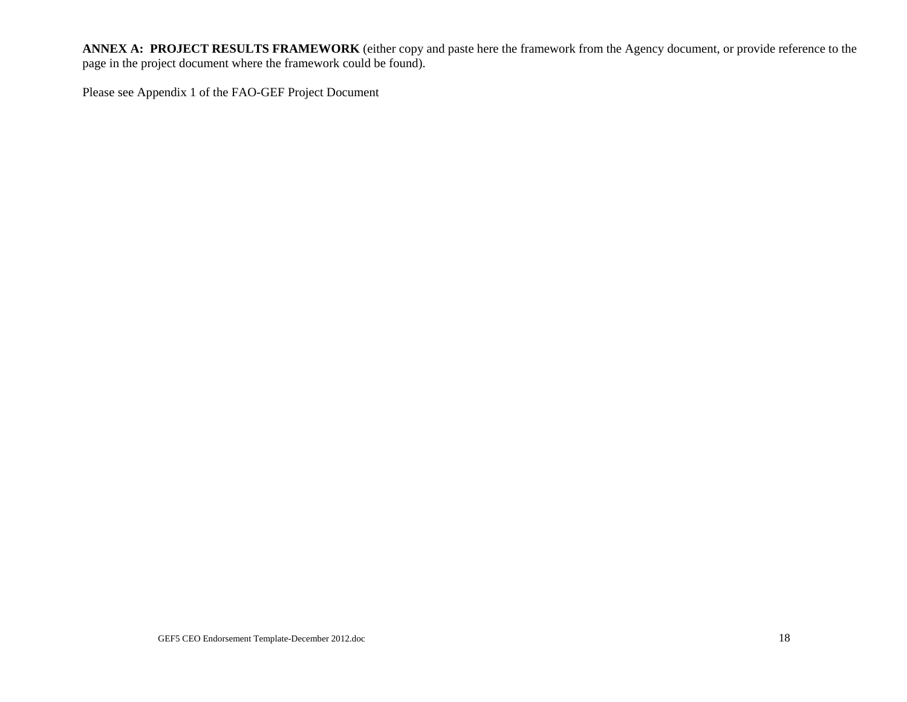**ANNEX A: PROJECT RESULTS FRAMEWORK** (either copy and paste here the framework from the Agency document, or provide reference to the page in the project document where the framework could be found).

Please see Appendix 1 of the FAO-GEF Project Document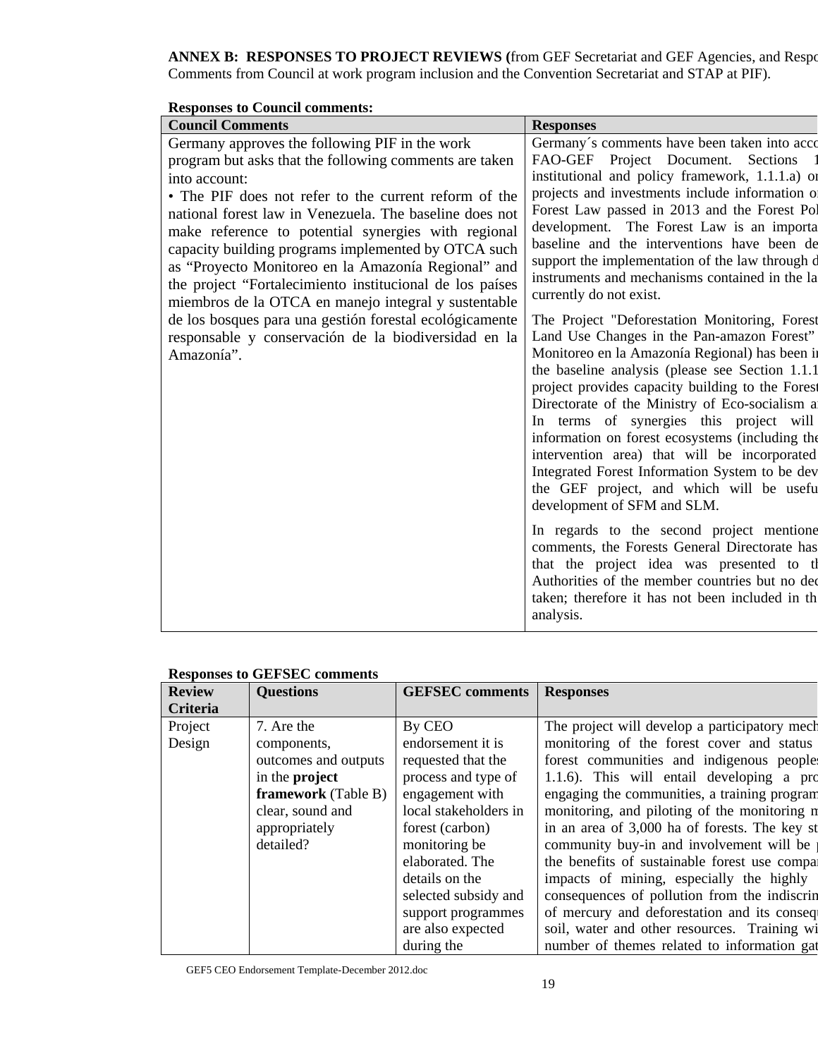**ANNEX B: RESPONSES TO PROJECT REVIEWS (**from GEF Secretariat and GEF Agencies, and Respo Comments from Council at work program inclusion and the Convention Secretariat and STAP at PIF).

**Responses to Council comments:**

| Council Comments | Responses |
|---|---|
| Germany approves the following PIF in the work program but asks that the following comments are taken into account:<br>• The PIF does not refer to the current reform of the national forest law in Venezuela. The baseline does not make reference to potential synergies with regional capacity building programs implemented by OTCA such as "Proyecto Monitoreo en la Amazonía Regional" and the project "Fortalecimiento institucional de los países miembros de la OTCA en manejo integral y sustentable de los bosques para una gestión forestal ecológicamente responsable y conservación de la biodiversidad en la Amazonía". | Germany´s comments have been taken into acco FAO-GEF Project Document. Sections 1 institutional and policy framework, 1.1.1.a) or projects and investments include information on Forest Law passed in 2013 and the Forest Pol development. The Forest Law is an importa baseline and the interventions have been de support the implementation of the law through d instruments and mechanisms contained in the la currently do not exist.<br><br>The Project "Deforestation Monitoring, Forest Land Use Changes in the Pan-amazon Forest" Monitoreo en la Amazonía Regional) has been in the baseline analysis (please see Section 1.1.1 project provides capacity building to the Forest Directorate of the Ministry of Eco-socialism a In terms of synergies this project will information on forest ecosystems (including the intervention area) that will be incorporated Integrated Forest Information System to be dev the GEF project, and which will be usefu development of SFM and SLM.<br><br>In regards to the second project mentione comments, the Forests General Directorate has that the project idea was presented to th Authorities of the member countries but no dec taken; therefore it has not been included in th analysis. |

**Responses to GEFSEC comments**

| Review Criteria | Questions | GEFSEC comments | Responses |
|---|---|---|---|
| Project Design | 7. Are the components, outcomes and outputs in the **project framework** (Table B) clear, sound and appropriately detailed? | By CEO endorsement it is requested that the process and type of engagement with local stakeholders in forest (carbon) monitoring be elaborated. The details on the selected subsidy and support programmes are also expected during the | The project will develop a participatory mech monitoring of the forest cover and status forest communities and indigenous peoples 1.1.6). This will entail developing a pro engaging the communities, a training program monitoring, and piloting of the monitoring m in an area of 3,000 ha of forests. The key st community buy-in and involvement will be the benefits of sustainable forest use compar impacts of mining, especially the highly consequences of pollution from the indiscrim of mercury and deforestation and its consequ soil, water and other resources. Training wi number of themes related to information gat |

GEF5 CEO Endorsement Template-December 2012.doc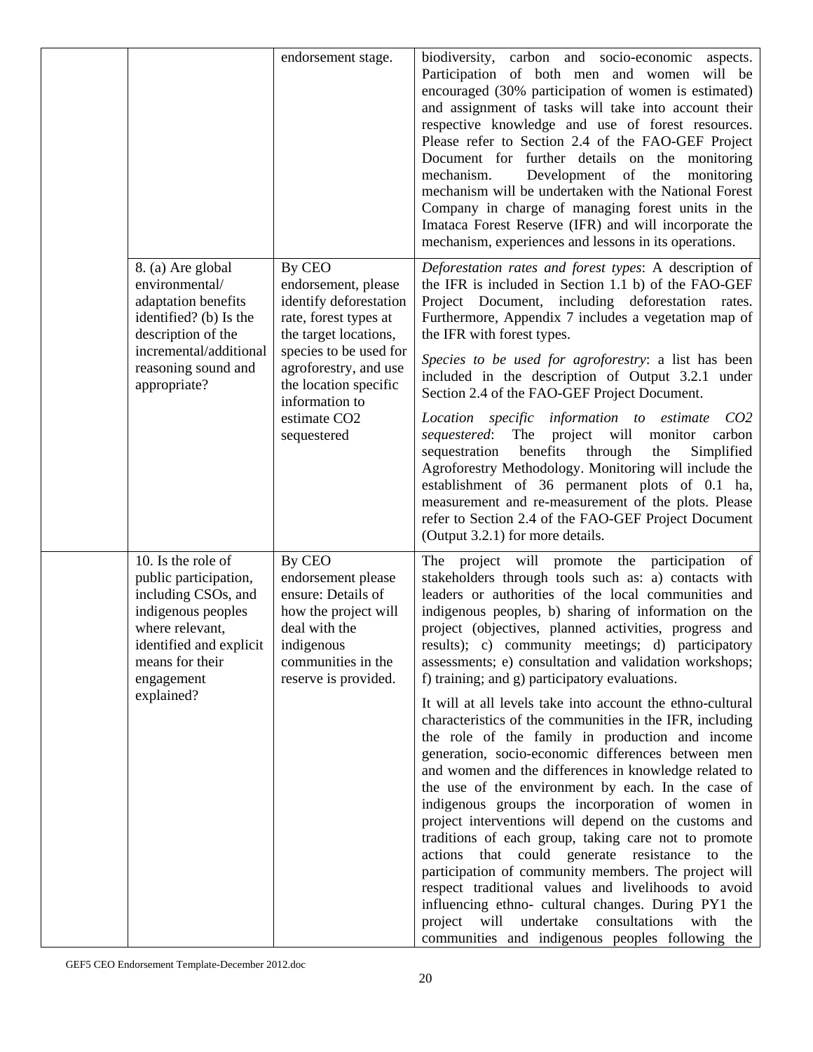| | | | |
|---|---|---|---|
| | | endorsement stage. | biodiversity, carbon and socio-economic aspects. Participation of both men and women will be encouraged (30% participation of women is estimated) and assignment of tasks will take into account their respective knowledge and use of forest resources. Please refer to Section 2.4 of the FAO-GEF Project Document for further details on the monitoring mechanism. Development of the monitoring mechanism will be undertaken with the National Forest Company in charge of managing forest units in the Imataca Forest Reserve (IFR) and will incorporate the mechanism, experiences and lessons in its operations. |
| | 8. (a) Are global environmental/ adaptation benefits identified? (b) Is the description of the incremental/additional reasoning sound and appropriate? | By CEO endorsement, please identify deforestation rate, forest types at the target locations, species to be used for agroforestry, and use the location specific information to estimate $CO_2$ sequestered | *Deforestation rates and forest types*: A description of the IFR is included in Section 1.1 b) of the FAO-GEF Project Document, including deforestation rates. Furthermore, Appendix 7 includes a vegetation map of the IFR with forest types.<br><br>*Species to be used for agroforestry*: a list has been included in the description of Output 3.2.1 under Section 2.4 of the FAO-GEF Project Document.<br><br>*Location specific information to estimate $CO_2$ sequestered*: The project will monitor carbon sequestration benefits through the Simplified Agroforestry Methodology. Monitoring will include the establishment of 36 permanent plots of 0.1 ha, measurement and re-measurement of the plots. Please refer to Section 2.4 of the FAO-GEF Project Document (Output 3.2.1) for more details. |
| | 10. Is the role of public participation, including CSOs, and indigenous peoples where relevant, identified and explicit means for their engagement explained? | By CEO endorsement please ensure: Details of how the project will deal with the indigenous communities in the reserve is provided. | The project will promote the participation of stakeholders through tools such as: a) contacts with leaders or authorities of the local communities and indigenous peoples, b) sharing of information on the project (objectives, planned activities, progress and results); c) community meetings; d) participatory assessments; e) consultation and validation workshops; f) training; and g) participatory evaluations.<br><br>It will at all levels take into account the ethno-cultural characteristics of the communities in the IFR, including the role of the family in production and income generation, socio-economic differences between men and women and the differences in knowledge related to the use of the environment by each. In the case of indigenous groups the incorporation of women in project interventions will depend on the customs and traditions of each group, taking care not to promote actions that could generate resistance to the participation of community members. The project will respect traditional values and livelihoods to avoid influencing ethno- cultural changes. During PY1 the project will undertake consultations with the communities and indigenous peoples following the |

GEF5 CEO Endorsement Template-December 2012.doc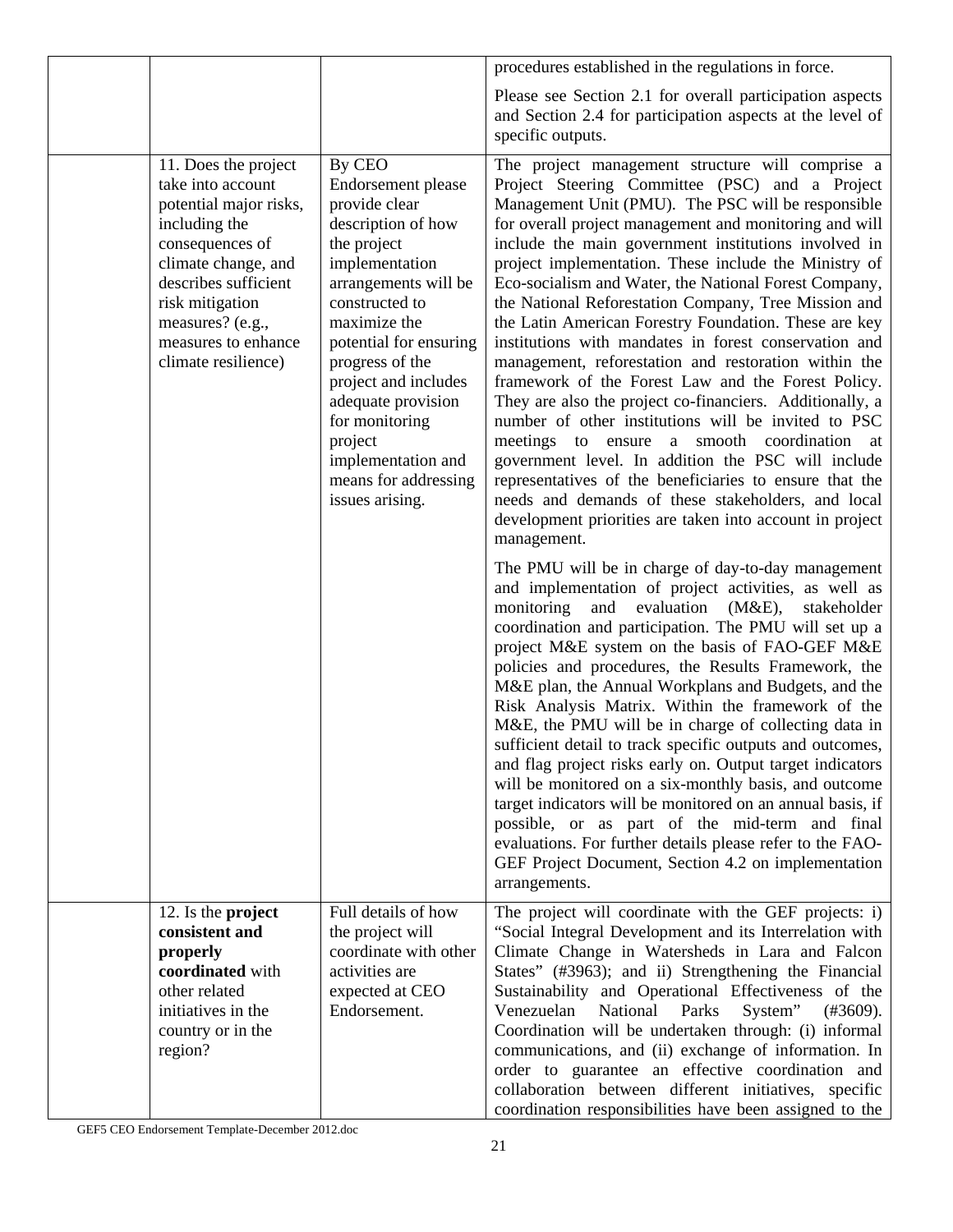| | | | |
|---|---|---|---|
| | | | procedures established in the regulations in force.<br><br>Please see Section 2.1 for overall participation aspects and Section 2.4 for participation aspects at the level of specific outputs. |
| | 11. Does the project take into account potential major risks, including the consequences of climate change, and describes sufficient risk mitigation measures? (e.g., measures to enhance climate resilience) | By CEO Endorsement please provide clear description of how the project implementation arrangements will be constructed to maximize the potential for ensuring progress of the project and includes adequate provision for monitoring project implementation and means for addressing issues arising. | The project management structure will comprise a Project Steering Committee (PSC) and a Project Management Unit (PMU). The PSC will be responsible for overall project management and monitoring and will include the main government institutions involved in project implementation. These include the Ministry of Eco-socialism and Water, the National Forest Company, the National Reforestation Company, Tree Mission and the Latin American Forestry Foundation. These are key institutions with mandates in forest conservation and management, reforestation and restoration within the framework of the Forest Law and the Forest Policy. They are also the project co-financiers. Additionally, a number of other institutions will be invited to PSC meetings to ensure a smooth coordination at government level. In addition the PSC will include representatives of the beneficiaries to ensure that the needs and demands of these stakeholders, and local development priorities are taken into account in project management.<br><br>The PMU will be in charge of day-to-day management and implementation of project activities, as well as monitoring and evaluation (M&E), stakeholder coordination and participation. The PMU will set up a project M&E system on the basis of FAO-GEF M&E policies and procedures, the Results Framework, the M&E plan, the Annual Workplans and Budgets, and the Risk Analysis Matrix. Within the framework of the M&E, the PMU will be in charge of collecting data in sufficient detail to track specific outputs and outcomes, and flag project risks early on. Output target indicators will be monitored on a six-monthly basis, and outcome target indicators will be monitored on an annual basis, if possible, or as part of the mid-term and final evaluations. For further details please refer to the FAO-GEF Project Document, Section 4.2 on implementation arrangements. |
| | 12. Is the **project consistent and properly coordinated** with other related initiatives in the country or in the region? | Full details of how the project will coordinate with other activities are expected at CEO Endorsement. | The project will coordinate with the GEF projects: i) "Social Integral Development and its Interrelation with Climate Change in Watersheds in Lara and Falcon States" (#3963); and ii) Strengthening the Financial Sustainability and Operational Effectiveness of the Venezuelan National Parks System" (#3609). Coordination will be undertaken through: (i) informal communications, and (ii) exchange of information. In order to guarantee an effective coordination and collaboration between different initiatives, specific coordination responsibilities have been assigned to the |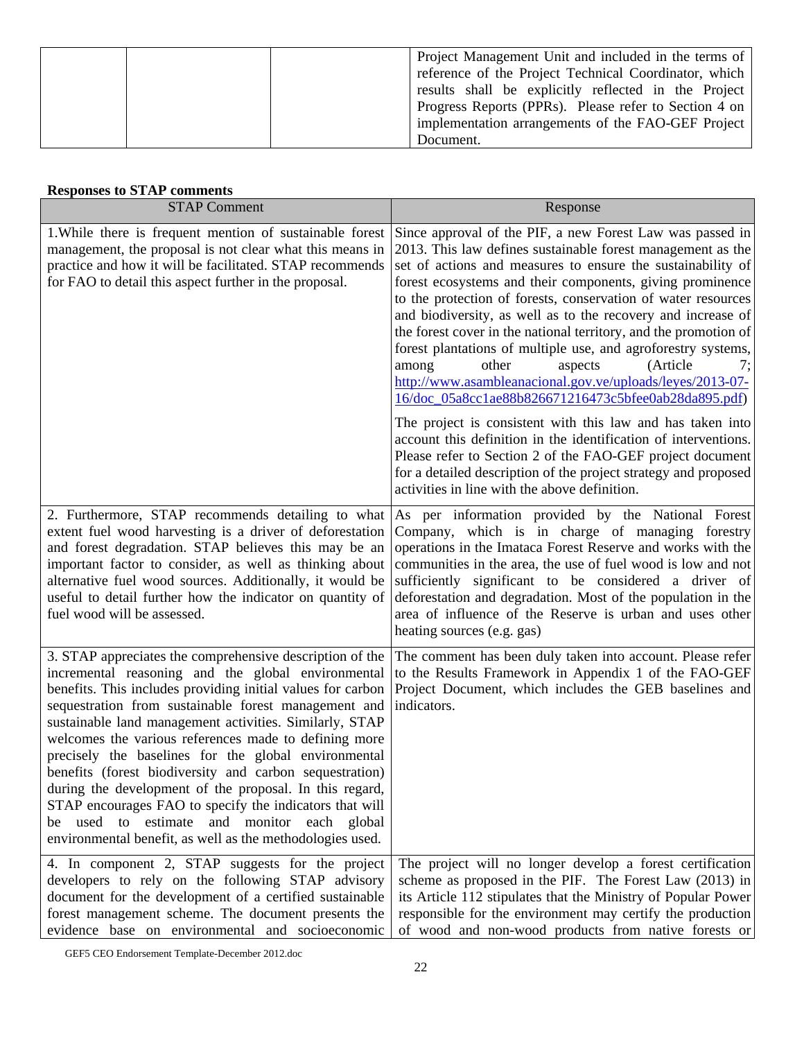| | | | Project Management Unit and included in the terms of reference of the Project Technical Coordinator, which results shall be explicitly reflected in the Project Progress Reports (PPRs). Please refer to Section 4 on implementation arrangements of the FAO-GEF Project Document. |
|---|---|---|---|

**Responses to STAP comments**

| STAP Comment | Response |
|---|---|
| 1.While there is frequent mention of sustainable forest management, the proposal is not clear what this means in practice and how it will be facilitated. STAP recommends for FAO to detail this aspect further in the proposal. | Since approval of the PIF, a new Forest Law was passed in 2013. This law defines sustainable forest management as the set of actions and measures to ensure the sustainability of forest ecosystems and their components, giving prominence to the protection of forests, conservation of water resources and biodiversity, as well as to the recovery and increase of the forest cover in the national territory, and the promotion of forest plantations of multiple use, and agroforestry systems, among other aspects (Article 7; http://www.asambleanacional.gov.ve/uploads/leyes/2013-07-16/doc_05a8cc1ae88b826671216473c5bfee0ab28da895.pdf)<br><br>The project is consistent with this law and has taken into account this definition in the identification of interventions. Please refer to Section 2 of the FAO-GEF project document for a detailed description of the project strategy and proposed activities in line with the above definition. |
| 2. Furthermore, STAP recommends detailing to what extent fuel wood harvesting is a driver of deforestation and forest degradation. STAP believes this may be an important factor to consider, as well as thinking about alternative fuel wood sources. Additionally, it would be useful to detail further how the indicator on quantity of fuel wood will be assessed. | As per information provided by the National Forest Company, which is in charge of managing forestry operations in the Imataca Forest Reserve and works with the communities in the area, the use of fuel wood is low and not sufficiently significant to be considered a driver of deforestation and degradation. Most of the population in the area of influence of the Reserve is urban and uses other heating sources (e.g. gas) |
| 3. STAP appreciates the comprehensive description of the incremental reasoning and the global environmental benefits. This includes providing initial values for carbon sequestration from sustainable forest management and sustainable land management activities. Similarly, STAP welcomes the various references made to defining more precisely the baselines for the global environmental benefits (forest biodiversity and carbon sequestration) during the development of the proposal. In this regard, STAP encourages FAO to specify the indicators that will be used to estimate and monitor each global environmental benefit, as well as the methodologies used. | The comment has been duly taken into account. Please refer to the Results Framework in Appendix 1 of the FAO-GEF Project Document, which includes the GEB baselines and indicators. |
| 4. In component 2, STAP suggests for the project developers to rely on the following STAP advisory document for the development of a certified sustainable forest management scheme. The document presents the evidence base on environmental and socioeconomic | The project will no longer develop a forest certification scheme as proposed in the PIF. The Forest Law (2013) in its Article 112 stipulates that the Ministry of Popular Power responsible for the environment may certify the production of wood and non-wood products from native forests or |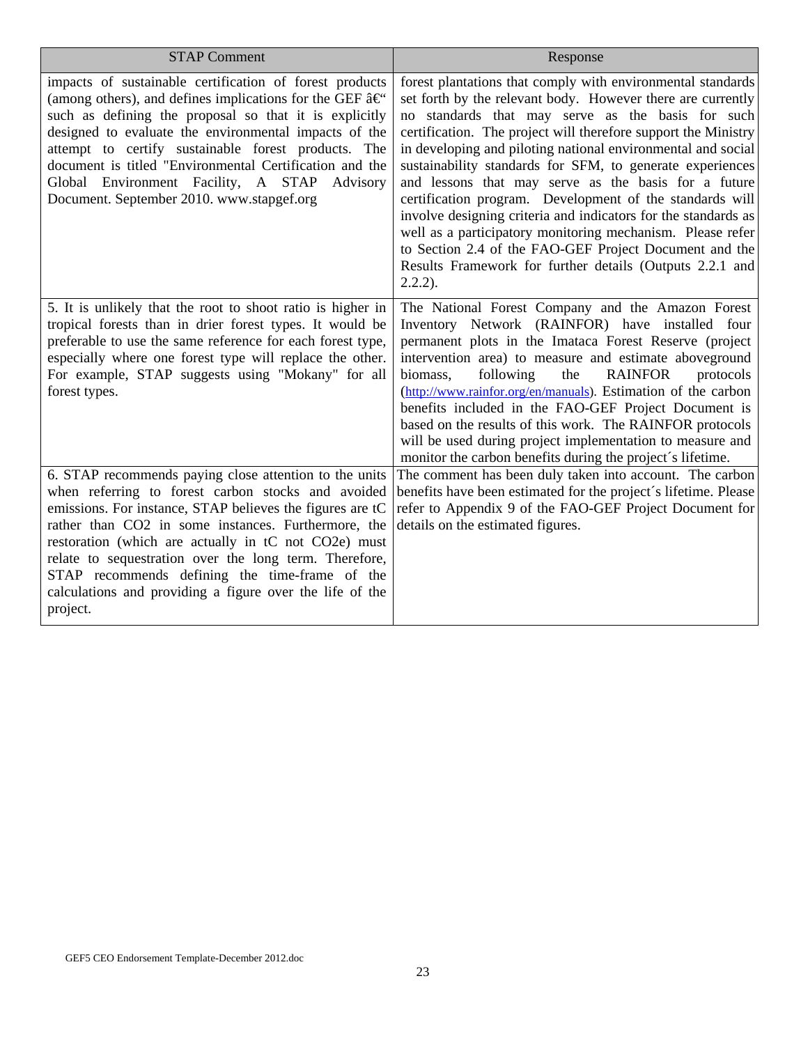| STAP Comment | Response |
|---|---|
| impacts of sustainable certification of forest products (among others), and defines implications for the GEF â€“ such as defining the proposal so that it is explicitly designed to evaluate the environmental impacts of the attempt to certify sustainable forest products. The document is titled "Environmental Certification and the Global Environment Facility, A STAP Advisory Document. September 2010. www.stapgef.org | forest plantations that comply with environmental standards set forth by the relevant body. However there are currently no standards that may serve as the basis for such certification. The project will therefore support the Ministry in developing and piloting national environmental and social sustainability standards for SFM, to generate experiences and lessons that may serve as the basis for a future certification program. Development of the standards will involve designing criteria and indicators for the standards as well as a participatory monitoring mechanism. Please refer to Section 2.4 of the FAO-GEF Project Document and the Results Framework for further details (Outputs 2.2.1 and 2.2.2). |
| 5. It is unlikely that the root to shoot ratio is higher in tropical forests than in drier forest types. It would be preferable to use the same reference for each forest type, especially where one forest type will replace the other. For example, STAP suggests using "Mokany" for all forest types. | The National Forest Company and the Amazon Forest Inventory Network (RAINFOR) have installed four permanent plots in the Imataca Forest Reserve (project intervention area) to measure and estimate aboveground biomass, following the RAINFOR protocols (http://www.rainfor.org/en/manuals). Estimation of the carbon benefits included in the FAO-GEF Project Document is based on the results of this work. The RAINFOR protocols will be used during project implementation to measure and monitor the carbon benefits during the project´s lifetime. |
| 6. STAP recommends paying close attention to the units when referring to forest carbon stocks and avoided emissions. For instance, STAP believes the figures are tC rather than CO2 in some instances. Furthermore, the restoration (which are actually in tC not CO2e) must relate to sequestration over the long term. Therefore, STAP recommends defining the time-frame of the calculations and providing a figure over the life of the project. | The comment has been duly taken into account. The carbon benefits have been estimated for the project´s lifetime. Please refer to Appendix 9 of the FAO-GEF Project Document for details on the estimated figures. |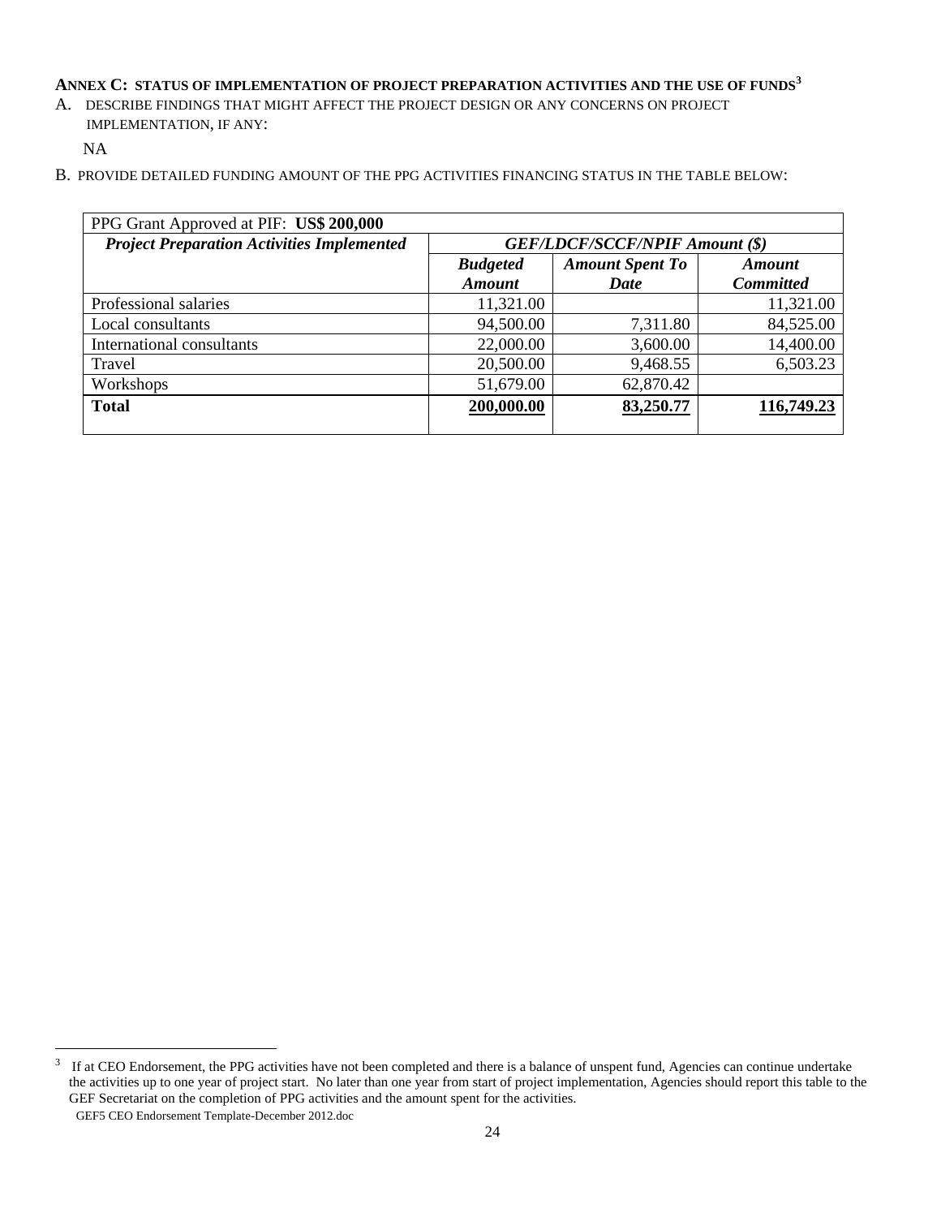## ANNEX C: STATUS OF IMPLEMENTATION OF PROJECT PREPARATION ACTIVITIES AND THE USE OF FUNDS[3]

A. DESCRIBE FINDINGS THAT MIGHT AFFECT THE PROJECT DESIGN OR ANY CONCERNS ON PROJECT IMPLEMENTATION, IF ANY:

NA

B. PROVIDE DETAILED FUNDING AMOUNT OF THE PPG ACTIVITIES FINANCING STATUS IN THE TABLE BELOW:

| PPG Grant Approved at PIF: **US$ 200,000** | | | |
|---|---|---|---|
| ***Project Preparation Activities Implemented*** | ***GEF/LDCF/SCCF/NPIF Amount ($)*** | | |
| | ***Budgeted Amount*** | ***Amount Spent To Date*** | ***Amount Committed*** |
| Professional salaries | 11,321.00 | | 11,321.00 |
| Local consultants | 94,500.00 | 7,311.80 | 84,525.00 |
| International consultants | 22,000.00 | 3,600.00 | 14,400.00 |
| Travel | 20,500.00 | 9,468.55 | 6,503.23 |
| Workshops | 51,679.00 | 62,870.42 | |
| **Total** | **200,000.00** | **83,250.77** | **116,749.23** |

[3] If at CEO Endorsement, the PPG activities have not been completed and there is a balance of unspent fund, Agencies can continue undertake the activities up to one year of project start. No later than one year from start of project implementation, Agencies should report this table to the GEF Secretariat on the completion of PPG activities and the amount spent for the activities.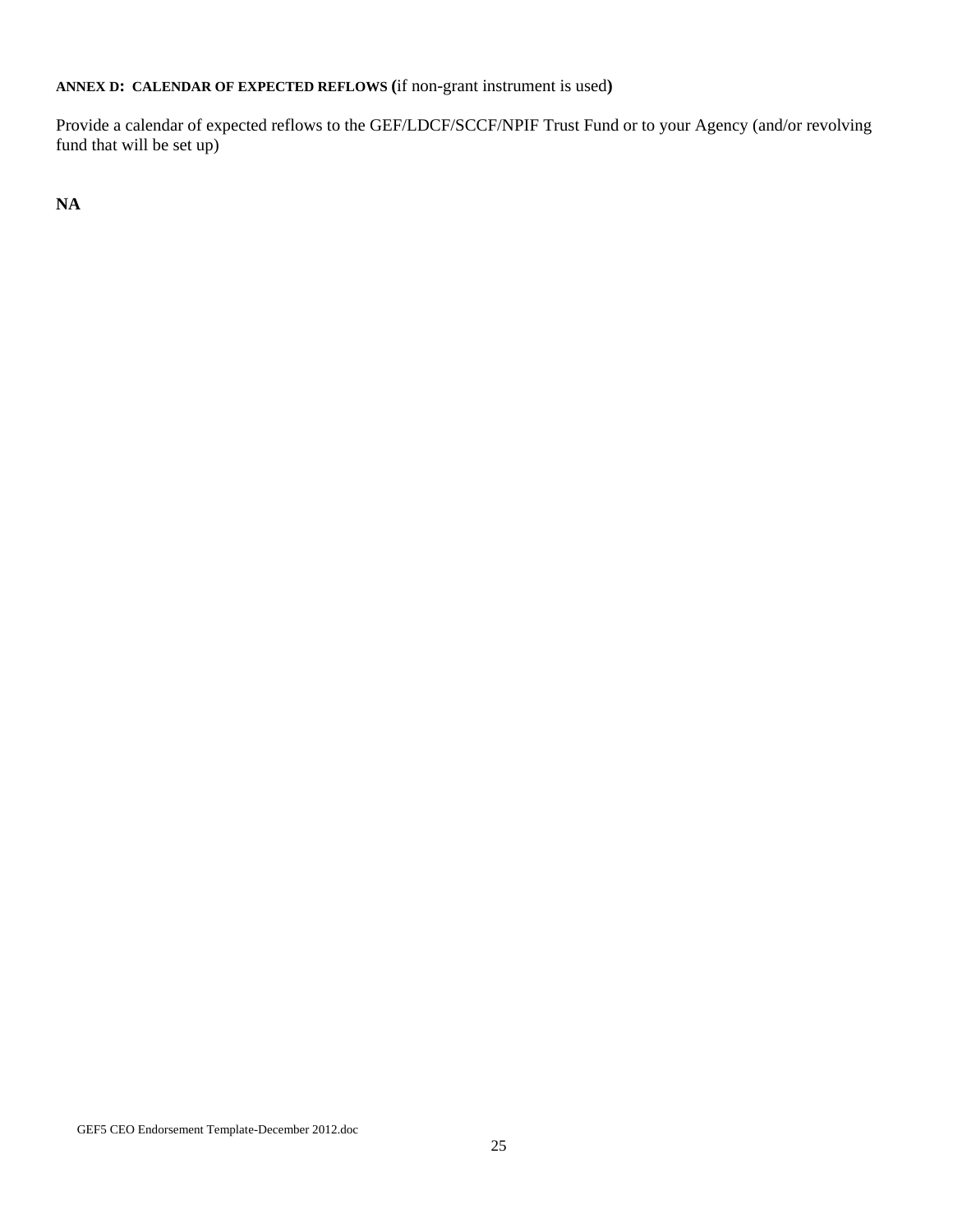**ANNEX D: CALENDAR OF EXPECTED REFLOWS (**if non-grant instrument is used**)**

Provide a calendar of expected reflows to the GEF/LDCF/SCCF/NPIF Trust Fund or to your Agency (and/or revolving fund that will be set up)

**NA**